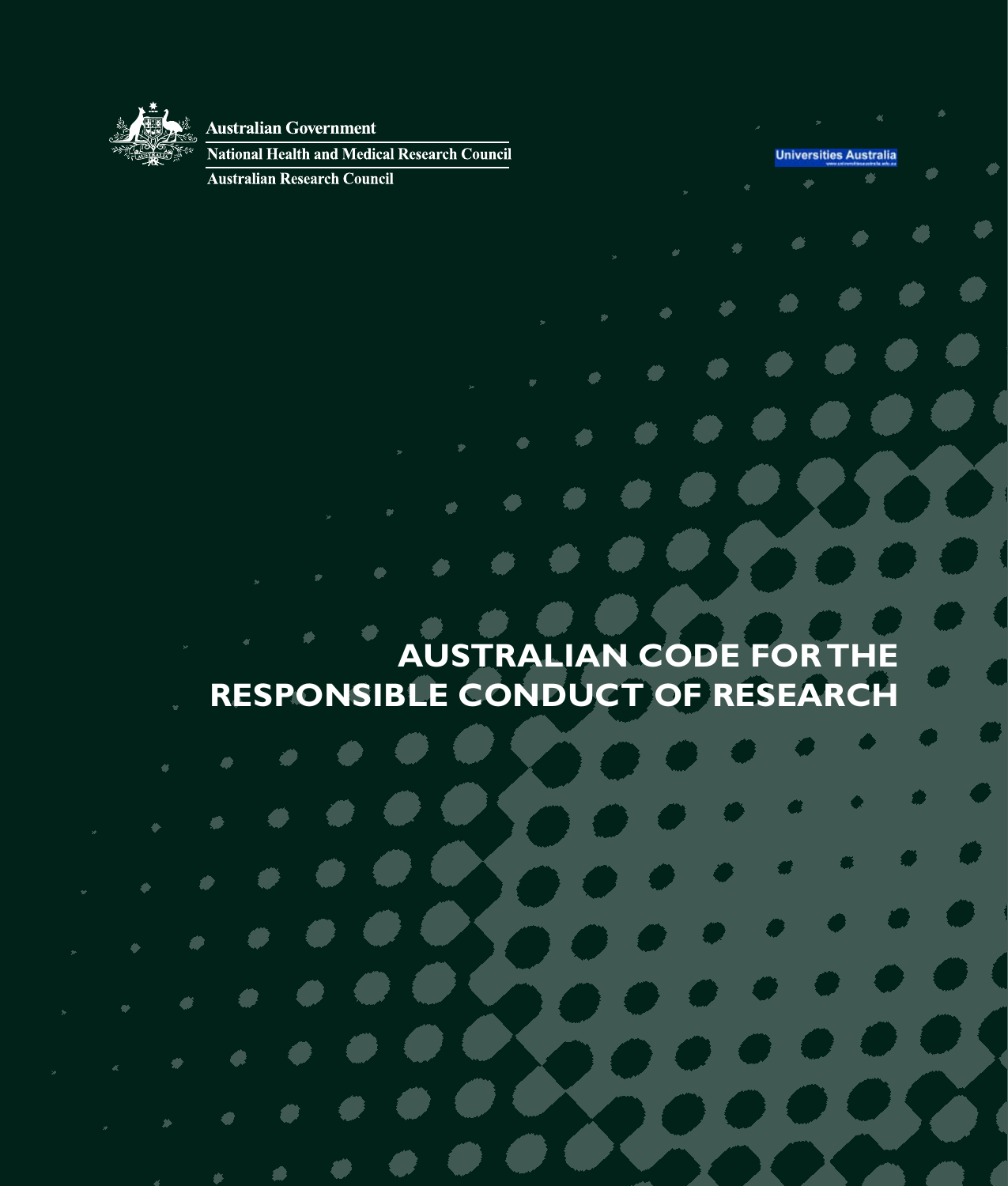Australian Government

National Health and Medical Research Council

Australian Research Council

Universities Australia

# AUSTRALIAN CODE FOR THE RESPONSIBLE CONDUCT OF RESEARCH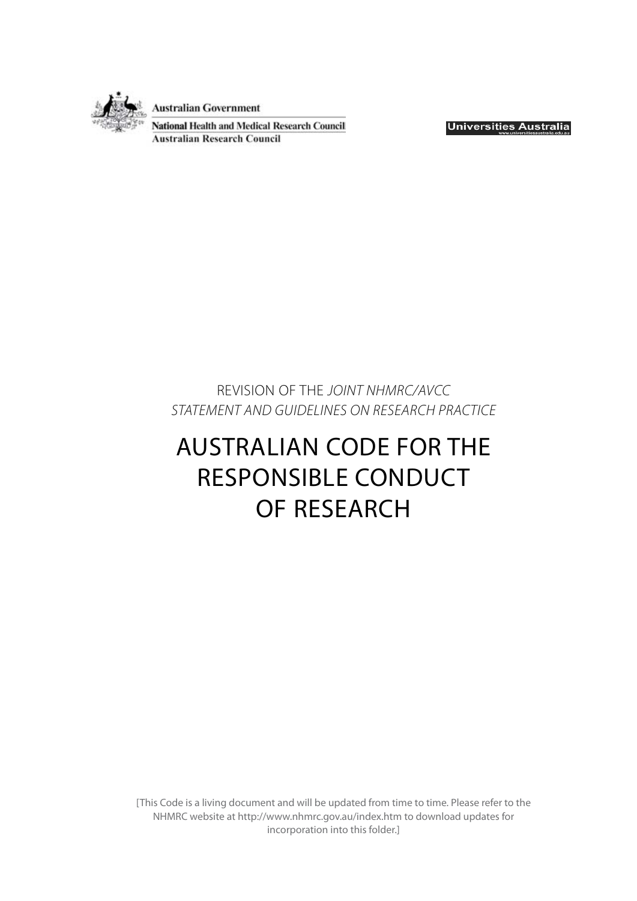Australian Government

National Health and Medical Research Council

Australian Research Council

Universities Australia

www.universitiesaustralia.edu.au

REVISION OF THE *JOINT NHMRC/AVCC STATEMENT AND GUIDELINES ON RESEARCH PRACTICE*

# AUSTRALIAN CODE FOR THE RESPONSIBLE CONDUCT OF RESEARCH

[This Code is a living document and will be updated from time to time. Please refer to the NHMRC website at http://www.nhmrc.gov.au/index.htm to download updates for incorporation into this folder.]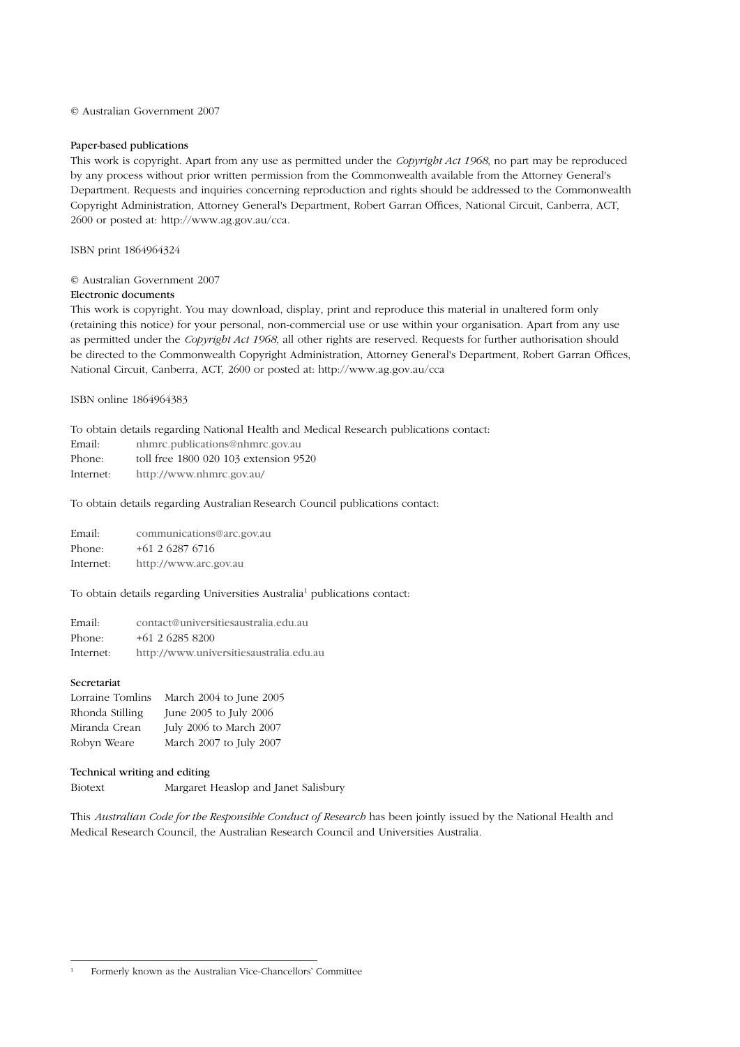© Australian Government 2007

**Paper-based publications**

This work is copyright. Apart from any use as permitted under the *Copyright Act 1968*, no part may be reproduced by any process without prior written permission from the Commonwealth available from the Attorney General's Department. Requests and inquiries concerning reproduction and rights should be addressed to the Commonwealth Copyright Administration, Attorney General's Department, Robert Garran Offices, National Circuit, Canberra, ACT, 2600 or posted at: http://www.ag.gov.au/cca.

ISBN print 1864964324

© Australian Government 2007

**Electronic documents**

This work is copyright. You may download, display, print and reproduce this material in unaltered form only (retaining this notice) for your personal, non-commercial use or use within your organisation. Apart from any use as permitted under the *Copyright Act 1968*, all other rights are reserved. Requests for further authorisation should be directed to the Commonwealth Copyright Administration, Attorney General's Department, Robert Garran Offices, National Circuit, Canberra, ACT, 2600 or posted at: http://www.ag.gov.au/cca

ISBN online 1864964383

To obtain details regarding National Health and Medical Research publications contact:

| | |
|---|---|
| Email: | nhmrc.publications@nhmrc.gov.au |
| Phone: | toll free 1800 020 103 extension 9520 |
| Internet: | http://www.nhmrc.gov.au/ |

To obtain details regarding Australian Research Council publications contact:

| | |
|---|---|
| Email: | communications@arc.gov.au |
| Phone: | +61 2 6287 6716 |
| Internet: | http://www.arc.gov.au |

To obtain details regarding Universities Australia[1] publications contact:

| | |
|---|---|
| Email: | contact@universitiesaustralia.edu.au |
| Phone: | +61 2 6285 8200 |
| Internet: | http://www.universitiesaustralia.edu.au |

**Secretariat**

| | |
|---|---|
| Lorraine Tomlins | March 2004 to June 2005 |
| Rhonda Stilling | June 2005 to July 2006 |
| Miranda Crean | July 2006 to March 2007 |
| Robyn Weare | March 2007 to July 2007 |

**Technical writing and editing**

| | |
|---|---|
| Biotext | Margaret Heaslop and Janet Salisbury |

This *Australian Code for the Responsible Conduct of Research* has been jointly issued by the National Health and Medical Research Council, the Australian Research Council and Universities Australia.

---

[1] Formerly known as the Australian Vice-Chancellors' Committee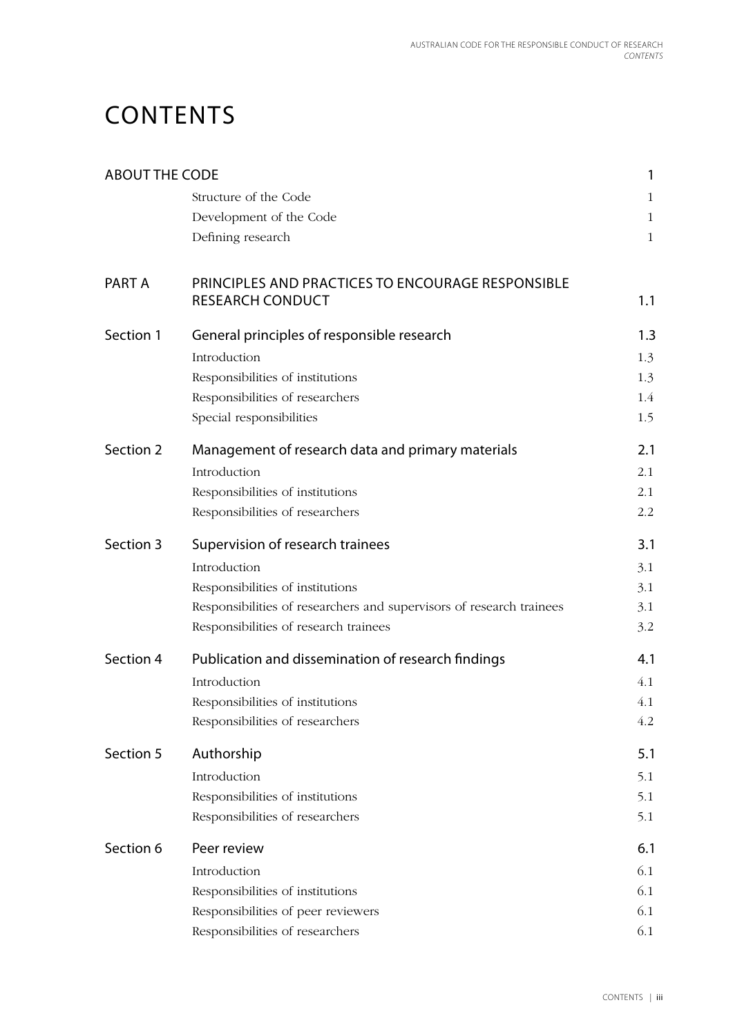# CONTENTS

| | | |
|---|---|---|
| ABOUT THE CODE | | 1 |
| | Structure of the Code | 1 |
| | Development of the Code | 1 |
| | Defining research | 1 |
| PART A | PRINCIPLES AND PRACTICES TO ENCOURAGE RESPONSIBLE RESEARCH CONDUCT | 1.1 |
| Section 1 | General principles of responsible research | 1.3 |
| | Introduction | 1.3 |
| | Responsibilities of institutions | 1.3 |
| | Responsibilities of researchers | 1.4 |
| | Special responsibilities | 1.5 |
| Section 2 | Management of research data and primary materials | 2.1 |
| | Introduction | 2.1 |
| | Responsibilities of institutions | 2.1 |
| | Responsibilities of researchers | 2.2 |
| Section 3 | Supervision of research trainees | 3.1 |
| | Introduction | 3.1 |
| | Responsibilities of institutions | 3.1 |
| | Responsibilities of researchers and supervisors of research trainees | 3.1 |
| | Responsibilities of research trainees | 3.2 |
| Section 4 | Publication and dissemination of research findings | 4.1 |
| | Introduction | 4.1 |
| | Responsibilities of institutions | 4.1 |
| | Responsibilities of researchers | 4.2 |
| Section 5 | Authorship | 5.1 |
| | Introduction | 5.1 |
| | Responsibilities of institutions | 5.1 |
| | Responsibilities of researchers | 5.1 |
| Section 6 | Peer review | 6.1 |
| | Introduction | 6.1 |
| | Responsibilities of institutions | 6.1 |
| | Responsibilities of peer reviewers | 6.1 |
| | Responsibilities of researchers | 6.1 |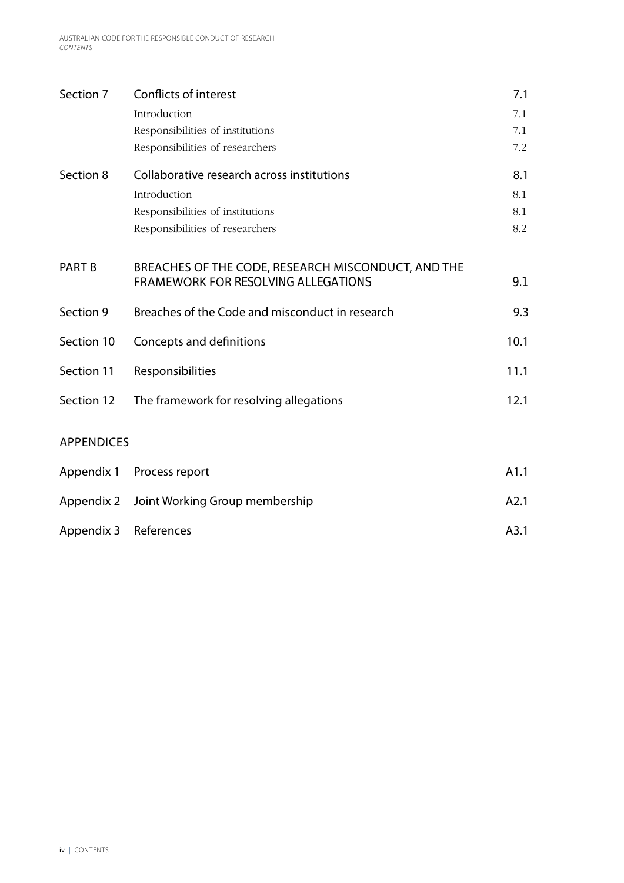| | | |
|---|---|---|
| Section 7 | Conflicts of interest | 7.1 |
| | Introduction | 7.1 |
| | Responsibilities of institutions | 7.1 |
| | Responsibilities of researchers | 7.2 |
| Section 8 | Collaborative research across institutions | 8.1 |
| | Introduction | 8.1 |
| | Responsibilities of institutions | 8.1 |
| | Responsibilities of researchers | 8.2 |
| PART B | BREACHES OF THE CODE, RESEARCH MISCONDUCT, AND THE FRAMEWORK FOR RESOLVING ALLEGATIONS | 9.1 |
| Section 9 | Breaches of the Code and misconduct in research | 9.3 |
| Section 10 | Concepts and definitions | 10.1 |
| Section 11 | Responsibilities | 11.1 |
| Section 12 | The framework for resolving allegations | 12.1 |

APPENDICES

| | | |
|---|---|---|
| Appendix 1 | Process report | A1.1 |
| Appendix 2 | Joint Working Group membership | A2.1 |
| Appendix 3 | References | A3.1 |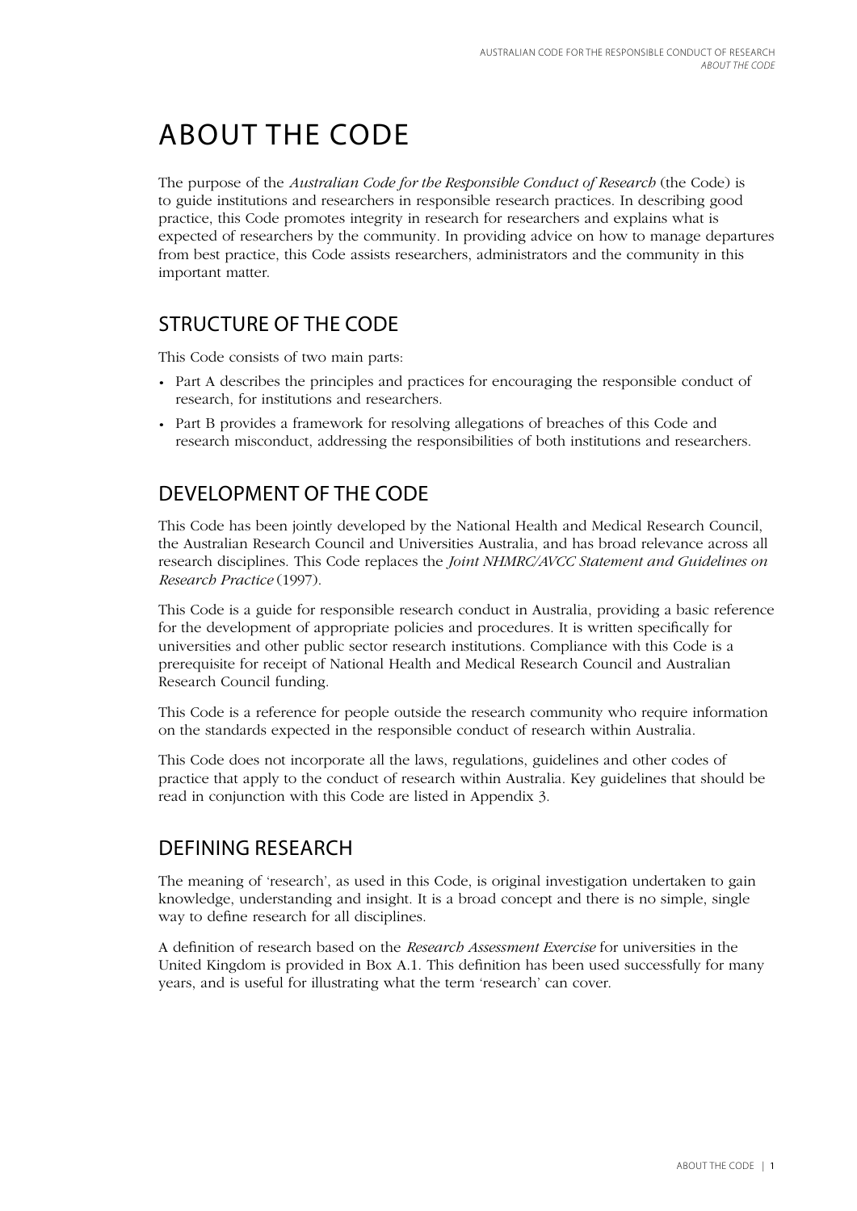# ABOUT THE CODE

The purpose of the *Australian Code for the Responsible Conduct of Research* (the Code) is to guide institutions and researchers in responsible research practices. In describing good practice, this Code promotes integrity in research for researchers and explains what is expected of researchers by the community. In providing advice on how to manage departures from best practice, this Code assists researchers, administrators and the community in this important matter.

## STRUCTURE OF THE CODE

This Code consists of two main parts:

- Part A describes the principles and practices for encouraging the responsible conduct of research, for institutions and researchers.
- Part B provides a framework for resolving allegations of breaches of this Code and research misconduct, addressing the responsibilities of both institutions and researchers.

## DEVELOPMENT OF THE CODE

This Code has been jointly developed by the National Health and Medical Research Council, the Australian Research Council and Universities Australia, and has broad relevance across all research disciplines. This Code replaces the *Joint NHMRC/AVCC Statement and Guidelines on Research Practice* (1997).

This Code is a guide for responsible research conduct in Australia, providing a basic reference for the development of appropriate policies and procedures. It is written specifically for universities and other public sector research institutions. Compliance with this Code is a prerequisite for receipt of National Health and Medical Research Council and Australian Research Council funding.

This Code is a reference for people outside the research community who require information on the standards expected in the responsible conduct of research within Australia.

This Code does not incorporate all the laws, regulations, guidelines and other codes of practice that apply to the conduct of research within Australia. Key guidelines that should be read in conjunction with this Code are listed in Appendix 3.

## DEFINING RESEARCH

The meaning of 'research', as used in this Code, is original investigation undertaken to gain knowledge, understanding and insight. It is a broad concept and there is no simple, single way to define research for all disciplines.

A definition of research based on the *Research Assessment Exercise* for universities in the United Kingdom is provided in Box A.1. This definition has been used successfully for many years, and is useful for illustrating what the term 'research' can cover.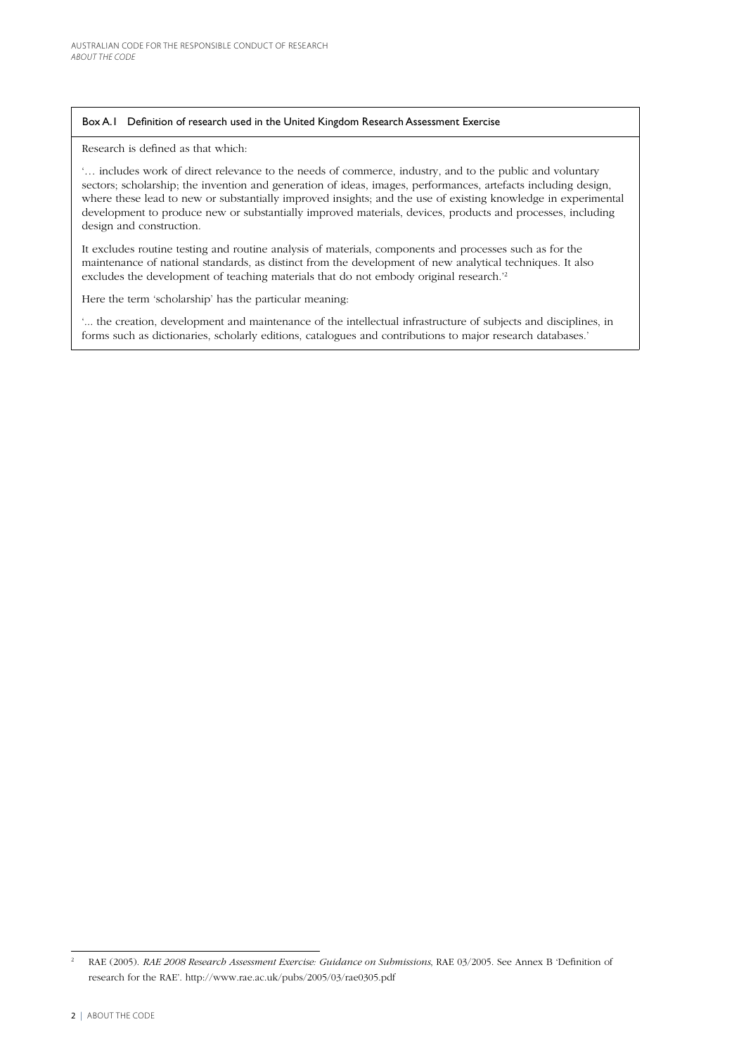**Box A.1 Definition of research used in the United Kingdom Research Assessment Exercise**

Research is defined as that which:

'… includes work of direct relevance to the needs of commerce, industry, and to the public and voluntary sectors; scholarship; the invention and generation of ideas, images, performances, artefacts including design, where these lead to new or substantially improved insights; and the use of existing knowledge in experimental development to produce new or substantially improved materials, devices, products and processes, including design and construction.

It excludes routine testing and routine analysis of materials, components and processes such as for the maintenance of national standards, as distinct from the development of new analytical techniques. It also excludes the development of teaching materials that do not embody original research.'[2]

Here the term 'scholarship' has the particular meaning:

'... the creation, development and maintenance of the intellectual infrastructure of subjects and disciplines, in forms such as dictionaries, scholarly editions, catalogues and contributions to major research databases.'

---

[2] RAE (2005). *RAE 2008 Research Assessment Exercise: Guidance on Submissions*, RAE 03/2005. See Annex B 'Definition of research for the RAE'. http://www.rae.ac.uk/pubs/2005/03/rae0305.pdf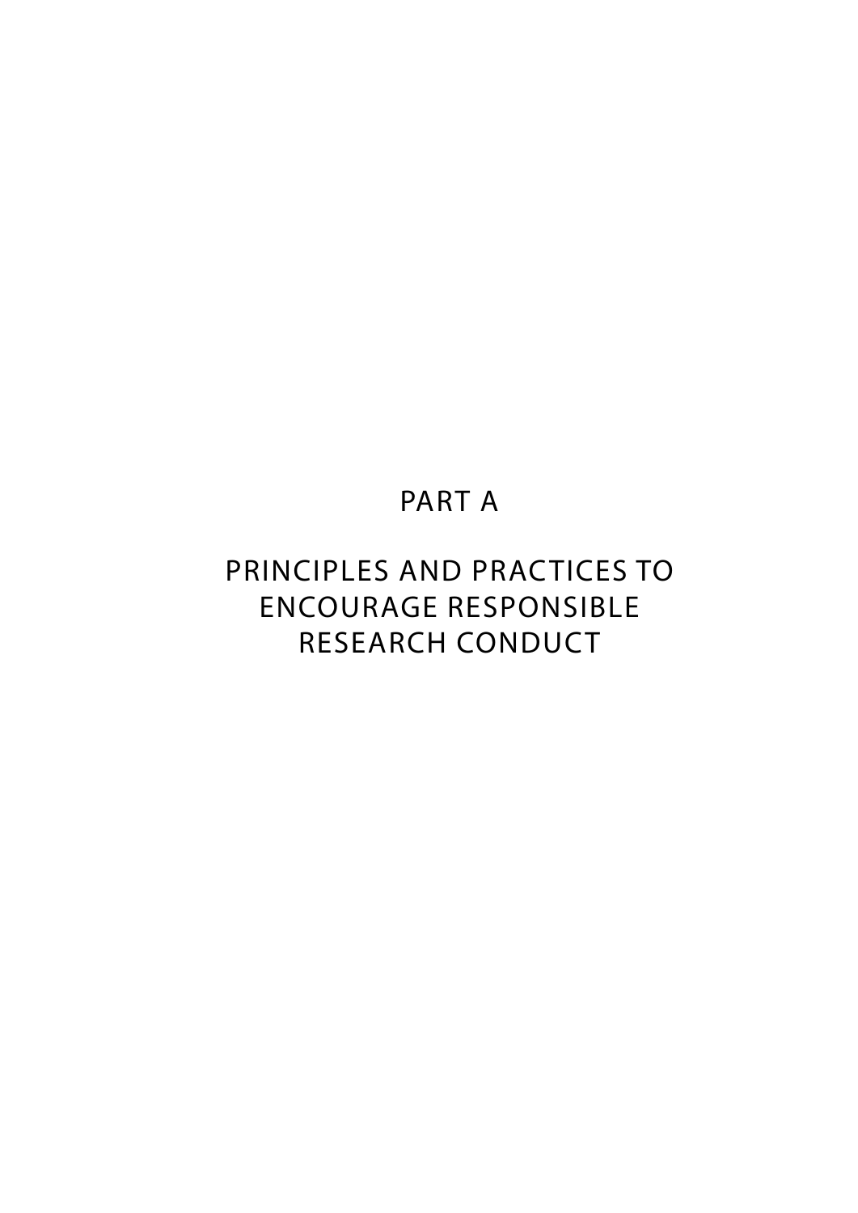# PART A

# PRINCIPLES AND PRACTICES TO ENCOURAGE RESPONSIBLE RESEARCH CONDUCT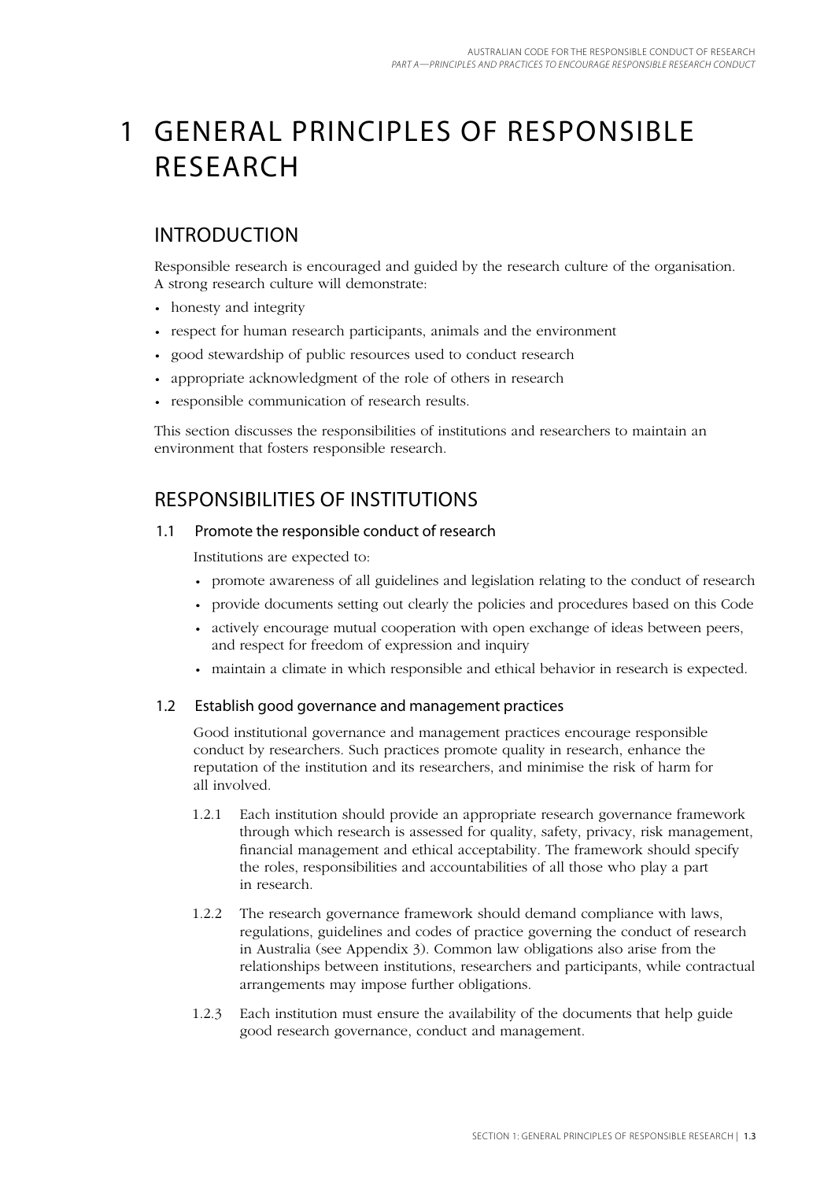# 1 GENERAL PRINCIPLES OF RESPONSIBLE RESEARCH

## INTRODUCTION

Responsible research is encouraged and guided by the research culture of the organisation. A strong research culture will demonstrate:

- honesty and integrity
- respect for human research participants, animals and the environment
- good stewardship of public resources used to conduct research
- appropriate acknowledgment of the role of others in research
- responsible communication of research results.

This section discusses the responsibilities of institutions and researchers to maintain an environment that fosters responsible research.

## RESPONSIBILITIES OF INSTITUTIONS

### 1.1 Promote the responsible conduct of research

Institutions are expected to:

- promote awareness of all guidelines and legislation relating to the conduct of research
- provide documents setting out clearly the policies and procedures based on this Code
- actively encourage mutual cooperation with open exchange of ideas between peers, and respect for freedom of expression and inquiry
- maintain a climate in which responsible and ethical behavior in research is expected.

### 1.2 Establish good governance and management practices

Good institutional governance and management practices encourage responsible conduct by researchers. Such practices promote quality in research, enhance the reputation of the institution and its researchers, and minimise the risk of harm for all involved.

1.2.1 Each institution should provide an appropriate research governance framework through which research is assessed for quality, safety, privacy, risk management, financial management and ethical acceptability. The framework should specify the roles, responsibilities and accountabilities of all those who play a part in research.

1.2.2 The research governance framework should demand compliance with laws, regulations, guidelines and codes of practice governing the conduct of research in Australia (see Appendix 3). Common law obligations also arise from the relationships between institutions, researchers and participants, while contractual arrangements may impose further obligations.

1.2.3 Each institution must ensure the availability of the documents that help guide good research governance, conduct and management.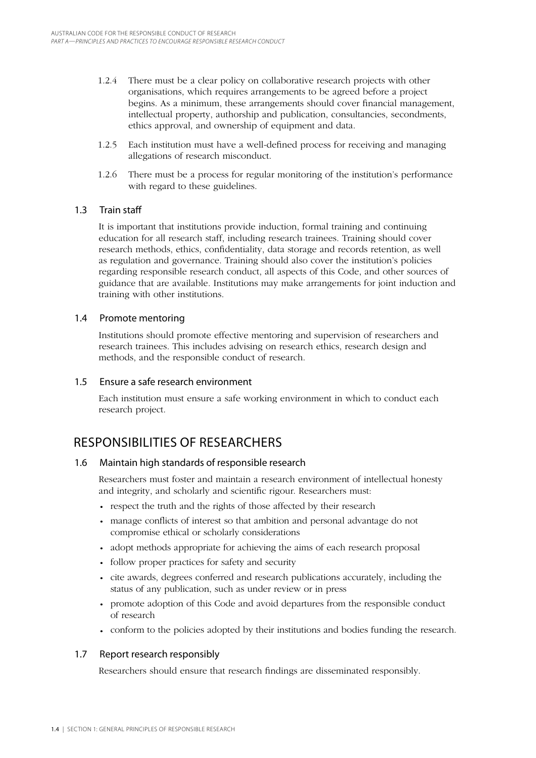1.2.4 There must be a clear policy on collaborative research projects with other organisations, which requires arrangements to be agreed before a project begins. As a minimum, these arrangements should cover financial management, intellectual property, authorship and publication, consultancies, secondments, ethics approval, and ownership of equipment and data.

1.2.5 Each institution must have a well-defined process for receiving and managing allegations of research misconduct.

1.2.6 There must be a process for regular monitoring of the institution's performance with regard to these guidelines.

### 1.3 Train staff

It is important that institutions provide induction, formal training and continuing education for all research staff, including research trainees. Training should cover research methods, ethics, confidentiality, data storage and records retention, as well as regulation and governance. Training should also cover the institution's policies regarding responsible research conduct, all aspects of this Code, and other sources of guidance that are available. Institutions may make arrangements for joint induction and training with other institutions.

### 1.4 Promote mentoring

Institutions should promote effective mentoring and supervision of researchers and research trainees. This includes advising on research ethics, research design and methods, and the responsible conduct of research.

### 1.5 Ensure a safe research environment

Each institution must ensure a safe working environment in which to conduct each research project.

## RESPONSIBILITIES OF RESEARCHERS

### 1.6 Maintain high standards of responsible research

Researchers must foster and maintain a research environment of intellectual honesty and integrity, and scholarly and scientific rigour. Researchers must:

- respect the truth and the rights of those affected by their research
- manage conflicts of interest so that ambition and personal advantage do not compromise ethical or scholarly considerations
- adopt methods appropriate for achieving the aims of each research proposal
- follow proper practices for safety and security
- cite awards, degrees conferred and research publications accurately, including the status of any publication, such as under review or in press
- promote adoption of this Code and avoid departures from the responsible conduct of research
- conform to the policies adopted by their institutions and bodies funding the research.

### 1.7 Report research responsibly

Researchers should ensure that research findings are disseminated responsibly.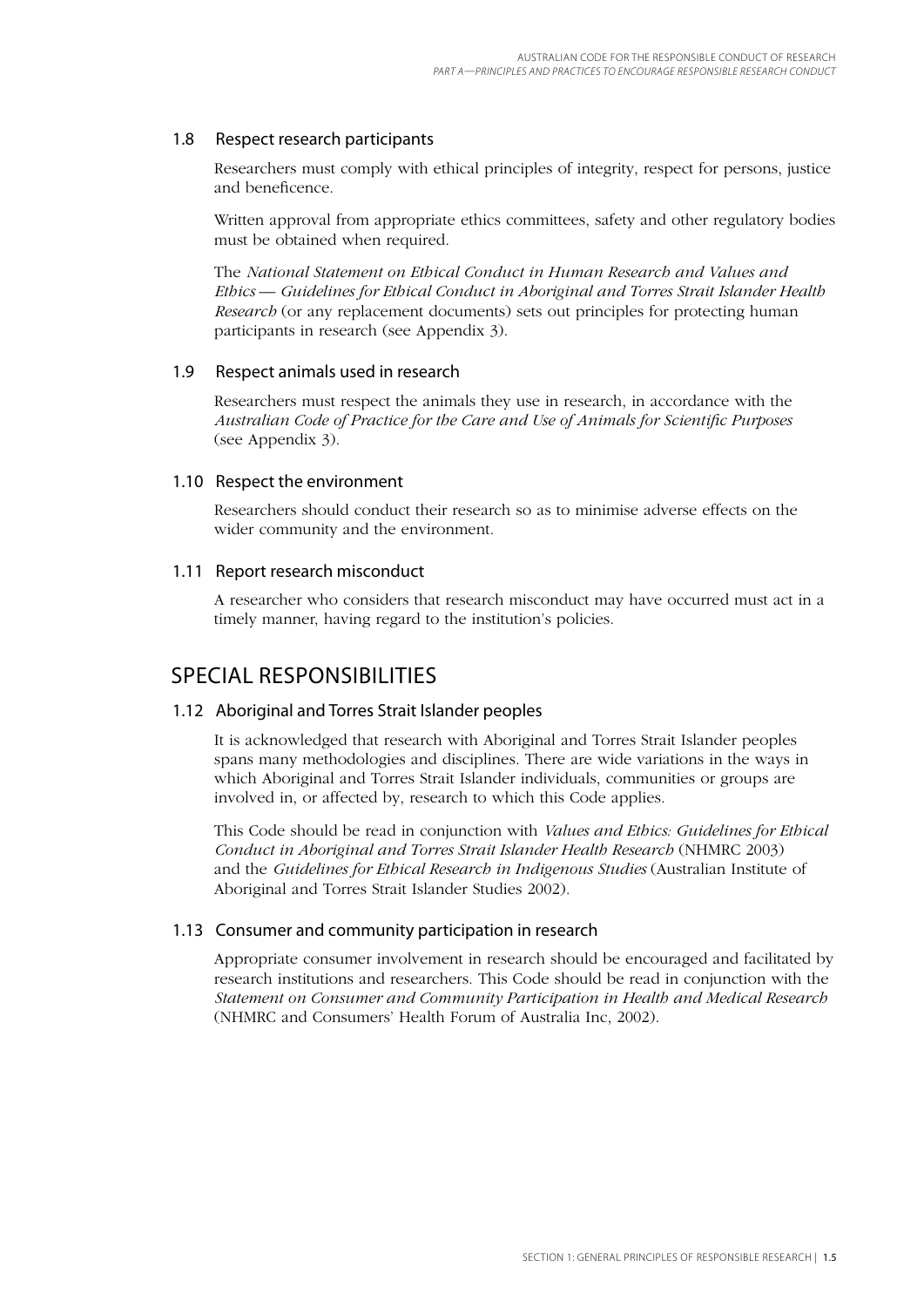### 1.8 Respect research participants

Researchers must comply with ethical principles of integrity, respect for persons, justice and beneficence.

Written approval from appropriate ethics committees, safety and other regulatory bodies must be obtained when required.

The *National Statement on Ethical Conduct in Human Research and Values and Ethics — Guidelines for Ethical Conduct in Aboriginal and Torres Strait Islander Health Research* (or any replacement documents) sets out principles for protecting human participants in research (see Appendix 3).

### 1.9 Respect animals used in research

Researchers must respect the animals they use in research, in accordance with the *Australian Code of Practice for the Care and Use of Animals for Scientific Purposes* (see Appendix 3).

### 1.10 Respect the environment

Researchers should conduct their research so as to minimise adverse effects on the wider community and the environment.

### 1.11 Report research misconduct

A researcher who considers that research misconduct may have occurred must act in a timely manner, having regard to the institution's policies.

## SPECIAL RESPONSIBILITIES

### 1.12 Aboriginal and Torres Strait Islander peoples

It is acknowledged that research with Aboriginal and Torres Strait Islander peoples spans many methodologies and disciplines. There are wide variations in the ways in which Aboriginal and Torres Strait Islander individuals, communities or groups are involved in, or affected by, research to which this Code applies.

This Code should be read in conjunction with *Values and Ethics: Guidelines for Ethical Conduct in Aboriginal and Torres Strait Islander Health Research* (NHMRC 2003) and the *Guidelines for Ethical Research in Indigenous Studies* (Australian Institute of Aboriginal and Torres Strait Islander Studies 2002).

### 1.13 Consumer and community participation in research

Appropriate consumer involvement in research should be encouraged and facilitated by research institutions and researchers. This Code should be read in conjunction with the *Statement on Consumer and Community Participation in Health and Medical Research* (NHMRC and Consumers' Health Forum of Australia Inc, 2002).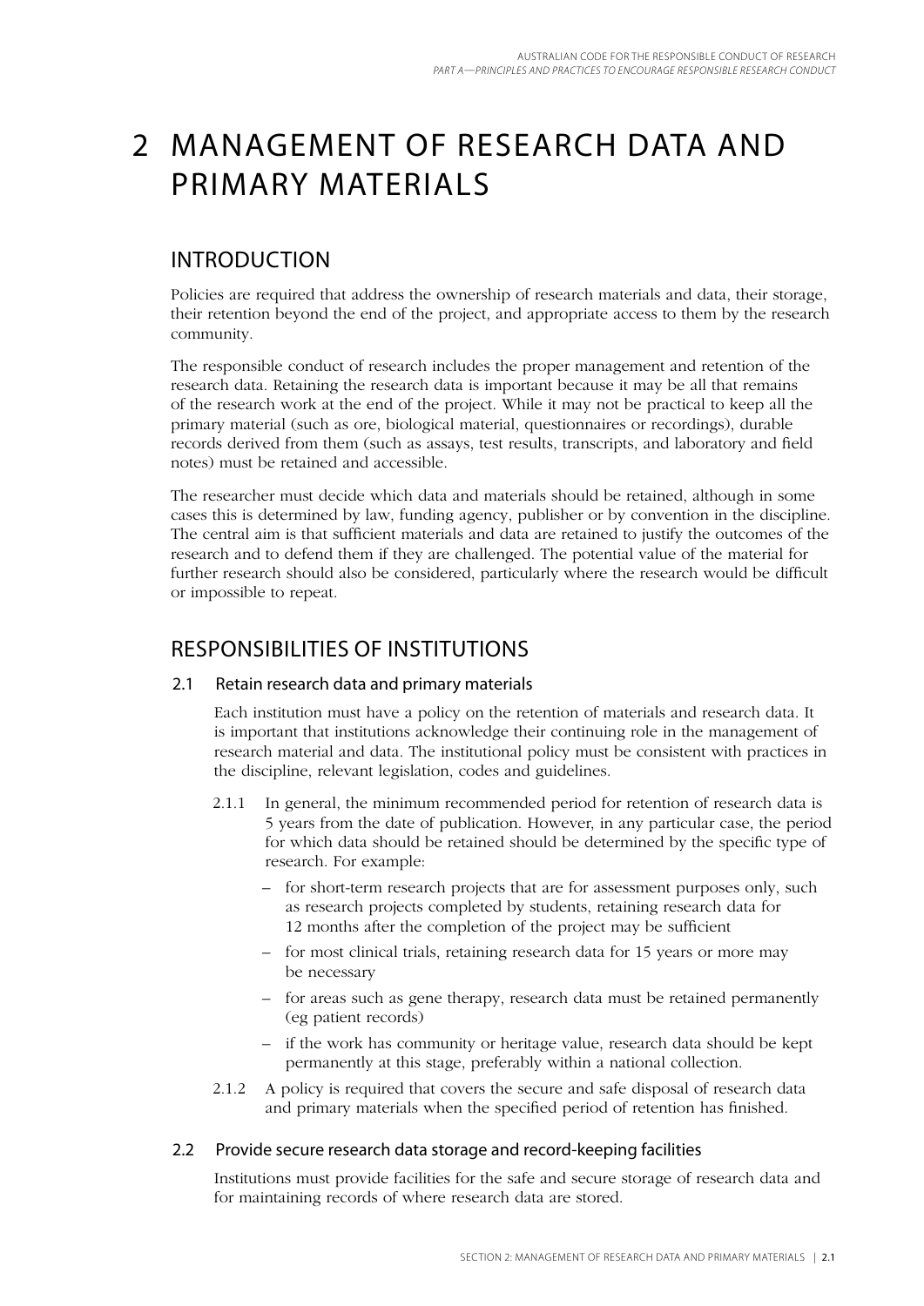# 2 MANAGEMENT OF RESEARCH DATA AND PRIMARY MATERIALS

## INTRODUCTION

Policies are required that address the ownership of research materials and data, their storage, their retention beyond the end of the project, and appropriate access to them by the research community.

The responsible conduct of research includes the proper management and retention of the research data. Retaining the research data is important because it may be all that remains of the research work at the end of the project. While it may not be practical to keep all the primary material (such as ore, biological material, questionnaires or recordings), durable records derived from them (such as assays, test results, transcripts, and laboratory and field notes) must be retained and accessible.

The researcher must decide which data and materials should be retained, although in some cases this is determined by law, funding agency, publisher or by convention in the discipline. The central aim is that sufficient materials and data are retained to justify the outcomes of the research and to defend them if they are challenged. The potential value of the material for further research should also be considered, particularly where the research would be difficult or impossible to repeat.

## RESPONSIBILITIES OF INSTITUTIONS

### 2.1 Retain research data and primary materials

Each institution must have a policy on the retention of materials and research data. It is important that institutions acknowledge their continuing role in the management of research material and data. The institutional policy must be consistent with practices in the discipline, relevant legislation, codes and guidelines.

2.1.1 In general, the minimum recommended period for retention of research data is 5 years from the date of publication. However, in any particular case, the period for which data should be retained should be determined by the specific type of research. For example:

- for short-term research projects that are for assessment purposes only, such as research projects completed by students, retaining research data for 12 months after the completion of the project may be sufficient
- for most clinical trials, retaining research data for 15 years or more may be necessary
- for areas such as gene therapy, research data must be retained permanently (eg patient records)
- if the work has community or heritage value, research data should be kept permanently at this stage, preferably within a national collection.

2.1.2 A policy is required that covers the secure and safe disposal of research data and primary materials when the specified period of retention has finished.

### 2.2 Provide secure research data storage and record-keeping facilities

Institutions must provide facilities for the safe and secure storage of research data and for maintaining records of where research data are stored.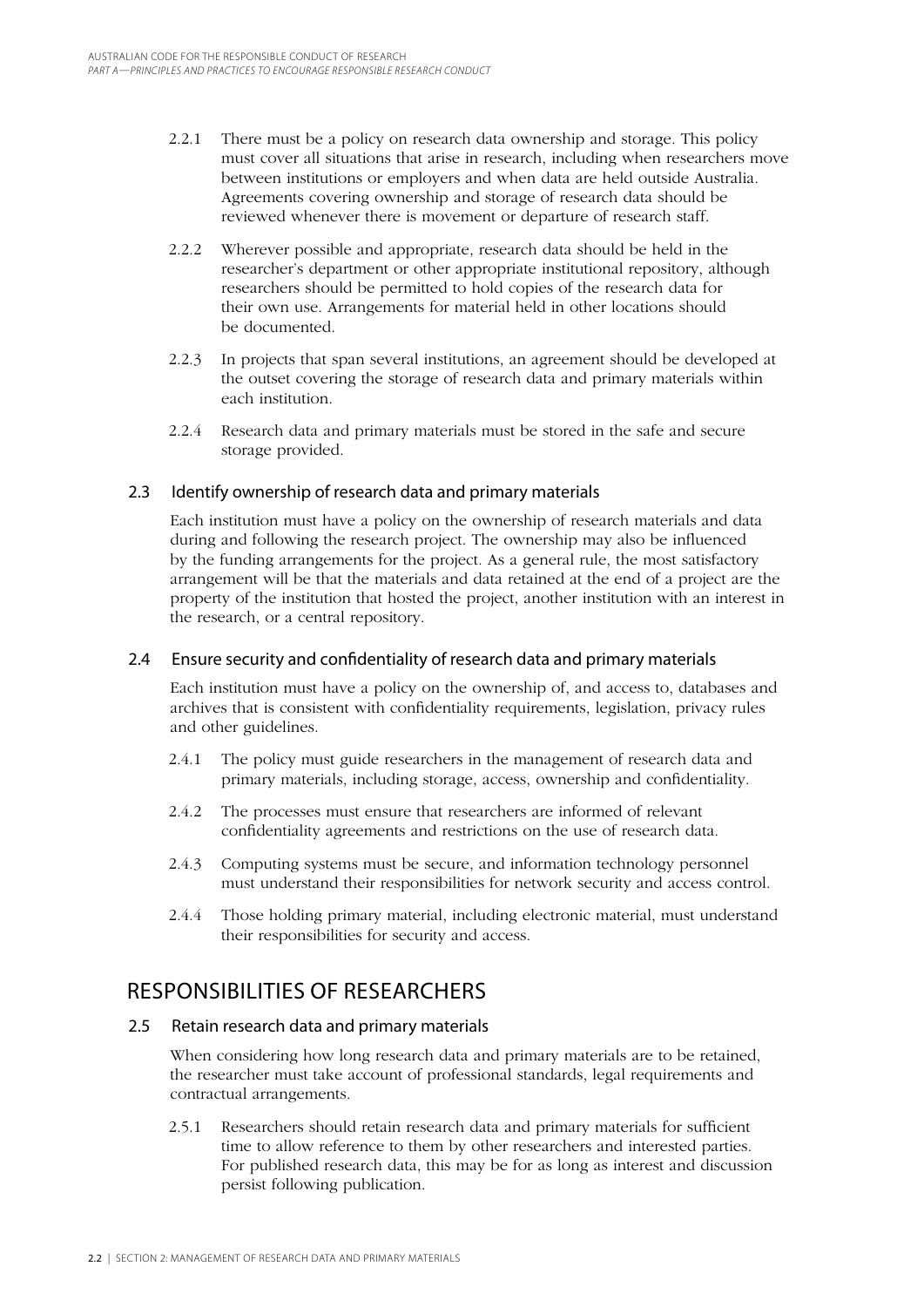2.2.1 There must be a policy on research data ownership and storage. This policy must cover all situations that arise in research, including when researchers move between institutions or employers and when data are held outside Australia. Agreements covering ownership and storage of research data should be reviewed whenever there is movement or departure of research staff.

2.2.2 Wherever possible and appropriate, research data should be held in the researcher's department or other appropriate institutional repository, although researchers should be permitted to hold copies of the research data for their own use. Arrangements for material held in other locations should be documented.

2.2.3 In projects that span several institutions, an agreement should be developed at the outset covering the storage of research data and primary materials within each institution.

2.2.4 Research data and primary materials must be stored in the safe and secure storage provided.

### 2.3 Identify ownership of research data and primary materials

Each institution must have a policy on the ownership of research materials and data during and following the research project. The ownership may also be influenced by the funding arrangements for the project. As a general rule, the most satisfactory arrangement will be that the materials and data retained at the end of a project are the property of the institution that hosted the project, another institution with an interest in the research, or a central repository.

### 2.4 Ensure security and confidentiality of research data and primary materials

Each institution must have a policy on the ownership of, and access to, databases and archives that is consistent with confidentiality requirements, legislation, privacy rules and other guidelines.

2.4.1 The policy must guide researchers in the management of research data and primary materials, including storage, access, ownership and confidentiality.

2.4.2 The processes must ensure that researchers are informed of relevant confidentiality agreements and restrictions on the use of research data.

2.4.3 Computing systems must be secure, and information technology personnel must understand their responsibilities for network security and access control.

2.4.4 Those holding primary material, including electronic material, must understand their responsibilities for security and access.

## RESPONSIBILITIES OF RESEARCHERS

### 2.5 Retain research data and primary materials

When considering how long research data and primary materials are to be retained, the researcher must take account of professional standards, legal requirements and contractual arrangements.

2.5.1 Researchers should retain research data and primary materials for sufficient time to allow reference to them by other researchers and interested parties. For published research data, this may be for as long as interest and discussion persist following publication.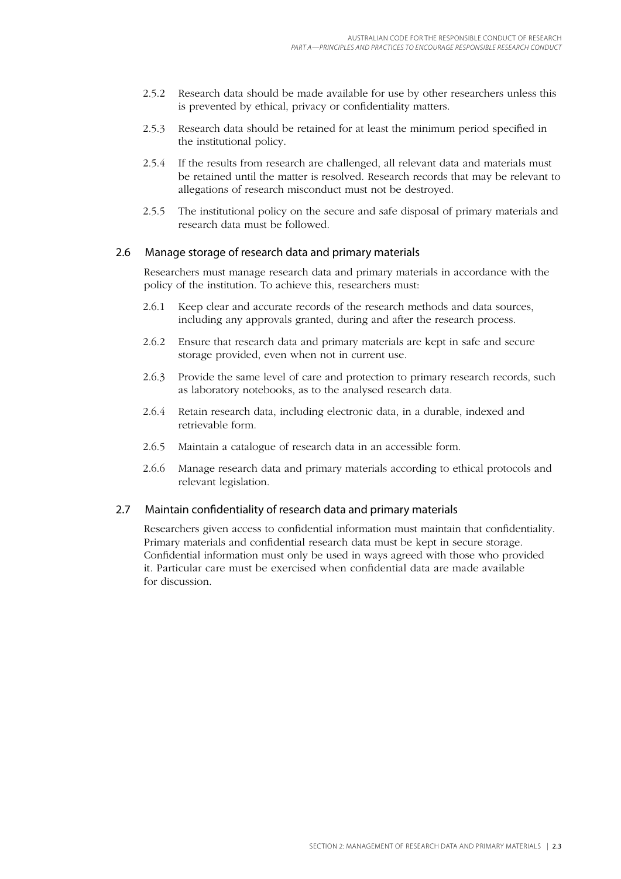2.5.2 Research data should be made available for use by other researchers unless this is prevented by ethical, privacy or confidentiality matters.

2.5.3 Research data should be retained for at least the minimum period specified in the institutional policy.

2.5.4 If the results from research are challenged, all relevant data and materials must be retained until the matter is resolved. Research records that may be relevant to allegations of research misconduct must not be destroyed.

2.5.5 The institutional policy on the secure and safe disposal of primary materials and research data must be followed.

## 2.6 Manage storage of research data and primary materials

Researchers must manage research data and primary materials in accordance with the policy of the institution. To achieve this, researchers must:

2.6.1 Keep clear and accurate records of the research methods and data sources, including any approvals granted, during and after the research process.

2.6.2 Ensure that research data and primary materials are kept in safe and secure storage provided, even when not in current use.

2.6.3 Provide the same level of care and protection to primary research records, such as laboratory notebooks, as to the analysed research data.

2.6.4 Retain research data, including electronic data, in a durable, indexed and retrievable form.

2.6.5 Maintain a catalogue of research data in an accessible form.

2.6.6 Manage research data and primary materials according to ethical protocols and relevant legislation.

## 2.7 Maintain confidentiality of research data and primary materials

Researchers given access to confidential information must maintain that confidentiality. Primary materials and confidential research data must be kept in secure storage. Confidential information must only be used in ways agreed with those who provided it. Particular care must be exercised when confidential data are made available for discussion.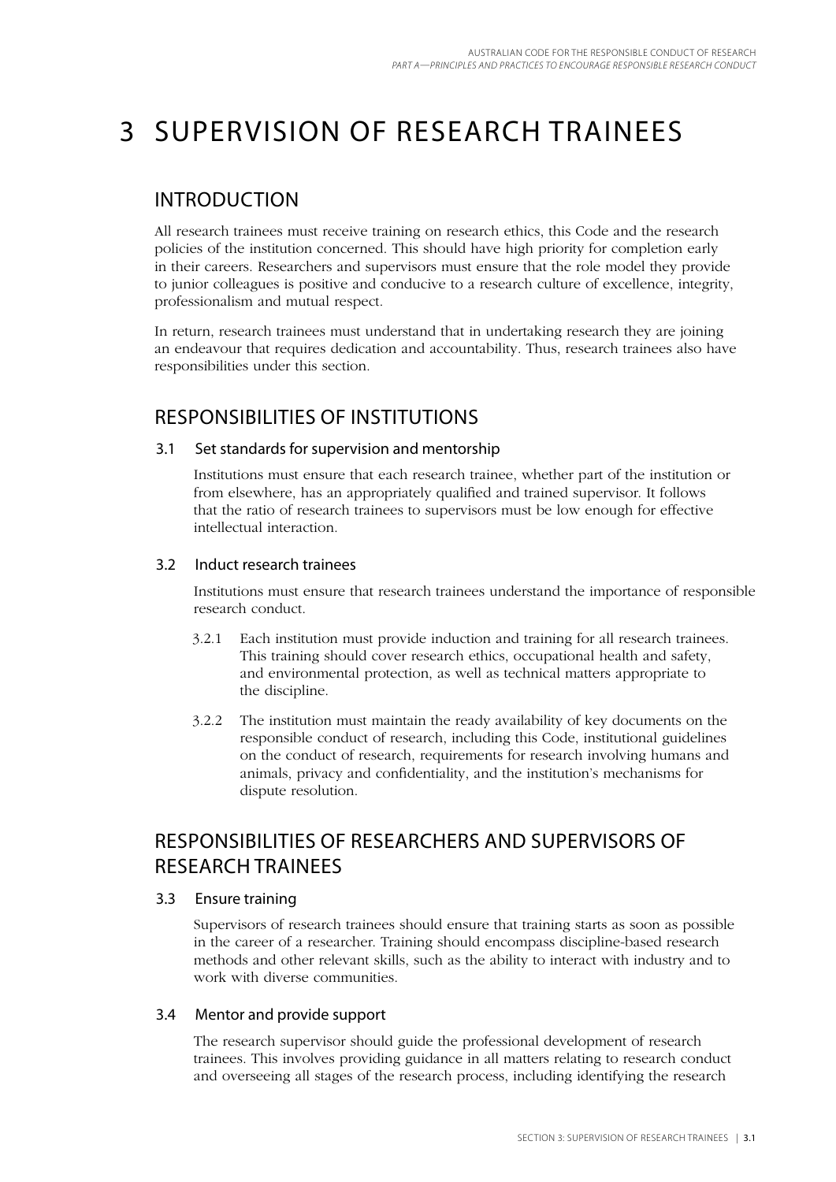# 3 SUPERVISION OF RESEARCH TRAINEES

## INTRODUCTION

All research trainees must receive training on research ethics, this Code and the research policies of the institution concerned. This should have high priority for completion early in their careers. Researchers and supervisors must ensure that the role model they provide to junior colleagues is positive and conducive to a research culture of excellence, integrity, professionalism and mutual respect.

In return, research trainees must understand that in undertaking research they are joining an endeavour that requires dedication and accountability. Thus, research trainees also have responsibilities under this section.

## RESPONSIBILITIES OF INSTITUTIONS

### 3.1 Set standards for supervision and mentorship

Institutions must ensure that each research trainee, whether part of the institution or from elsewhere, has an appropriately qualified and trained supervisor. It follows that the ratio of research trainees to supervisors must be low enough for effective intellectual interaction.

### 3.2 Induct research trainees

Institutions must ensure that research trainees understand the importance of responsible research conduct.

3.2.1 Each institution must provide induction and training for all research trainees. This training should cover research ethics, occupational health and safety, and environmental protection, as well as technical matters appropriate to the discipline.

3.2.2 The institution must maintain the ready availability of key documents on the responsible conduct of research, including this Code, institutional guidelines on the conduct of research, requirements for research involving humans and animals, privacy and confidentiality, and the institution's mechanisms for dispute resolution.

## RESPONSIBILITIES OF RESEARCHERS AND SUPERVISORS OF RESEARCH TRAINEES

### 3.3 Ensure training

Supervisors of research trainees should ensure that training starts as soon as possible in the career of a researcher. Training should encompass discipline-based research methods and other relevant skills, such as the ability to interact with industry and to work with diverse communities.

### 3.4 Mentor and provide support

The research supervisor should guide the professional development of research trainees. This involves providing guidance in all matters relating to research conduct and overseeing all stages of the research process, including identifying the research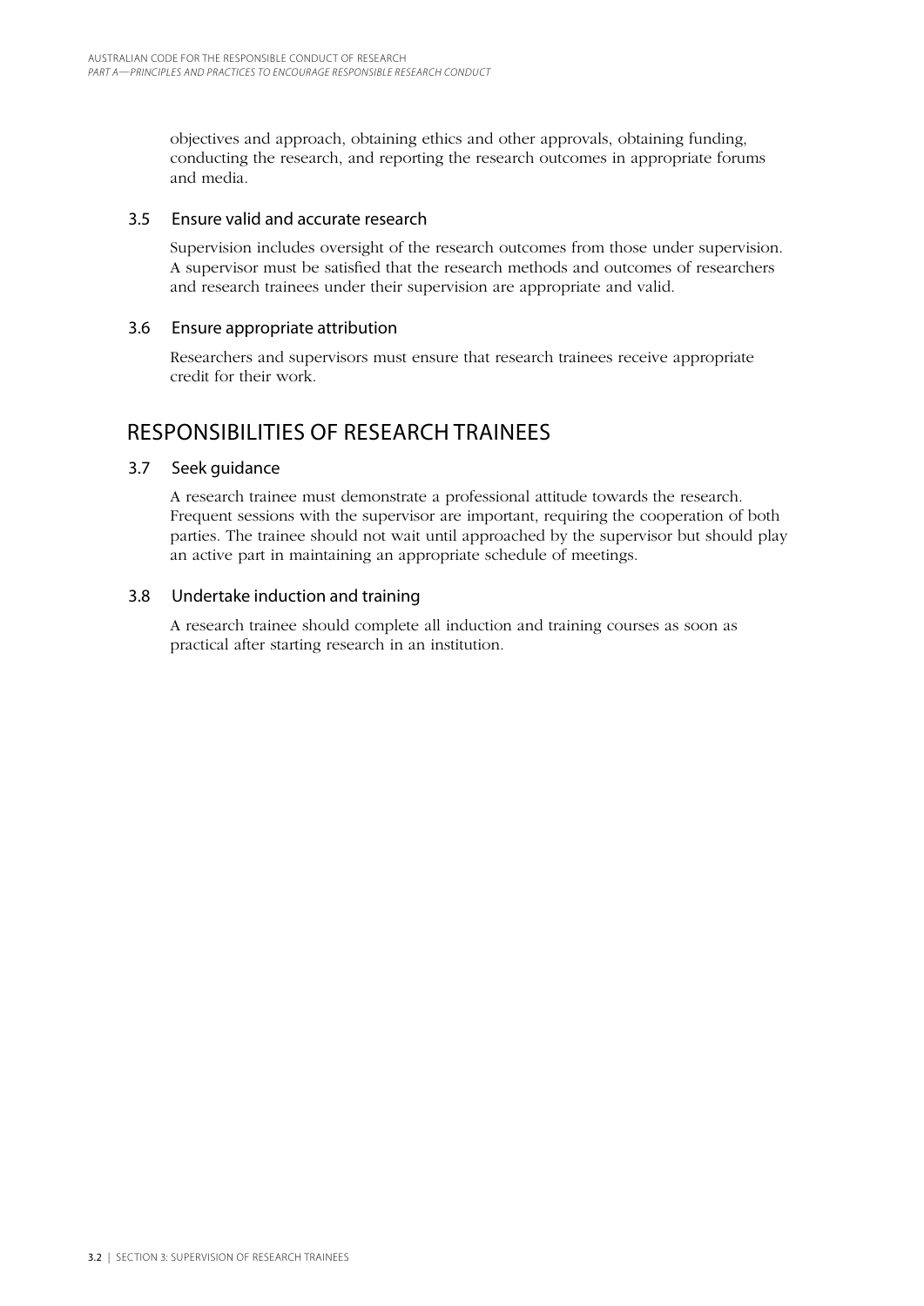objectives and approach, obtaining ethics and other approvals, obtaining funding, conducting the research, and reporting the research outcomes in appropriate forums and media.

### 3.5 Ensure valid and accurate research

Supervision includes oversight of the research outcomes from those under supervision. A supervisor must be satisfied that the research methods and outcomes of researchers and research trainees under their supervision are appropriate and valid.

### 3.6 Ensure appropriate attribution

Researchers and supervisors must ensure that research trainees receive appropriate credit for their work.

## RESPONSIBILITIES OF RESEARCH TRAINEES

### 3.7 Seek guidance

A research trainee must demonstrate a professional attitude towards the research. Frequent sessions with the supervisor are important, requiring the cooperation of both parties. The trainee should not wait until approached by the supervisor but should play an active part in maintaining an appropriate schedule of meetings.

### 3.8 Undertake induction and training

A research trainee should complete all induction and training courses as soon as practical after starting research in an institution.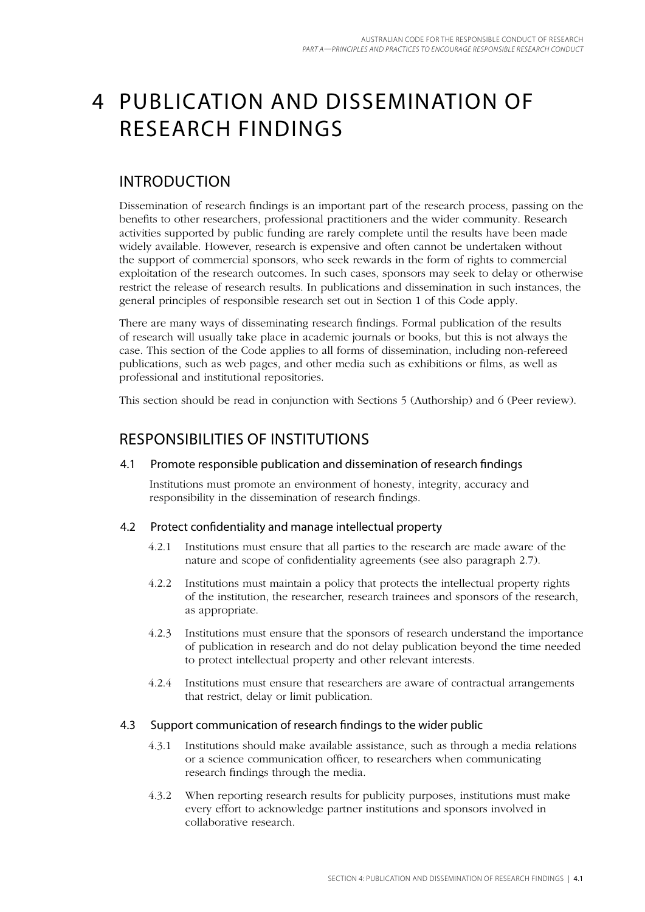# 4 PUBLICATION AND DISSEMINATION OF RESEARCH FINDINGS

## INTRODUCTION

Dissemination of research findings is an important part of the research process, passing on the benefits to other researchers, professional practitioners and the wider community. Research activities supported by public funding are rarely complete until the results have been made widely available. However, research is expensive and often cannot be undertaken without the support of commercial sponsors, who seek rewards in the form of rights to commercial exploitation of the research outcomes. In such cases, sponsors may seek to delay or otherwise restrict the release of research results. In publications and dissemination in such instances, the general principles of responsible research set out in Section 1 of this Code apply.

There are many ways of disseminating research findings. Formal publication of the results of research will usually take place in academic journals or books, but this is not always the case. This section of the Code applies to all forms of dissemination, including non-refereed publications, such as web pages, and other media such as exhibitions or films, as well as professional and institutional repositories.

This section should be read in conjunction with Sections 5 (Authorship) and 6 (Peer review).

## RESPONSIBILITIES OF INSTITUTIONS

### 4.1 Promote responsible publication and dissemination of research findings

Institutions must promote an environment of honesty, integrity, accuracy and responsibility in the dissemination of research findings.

### 4.2 Protect confidentiality and manage intellectual property

4.2.1 Institutions must ensure that all parties to the research are made aware of the nature and scope of confidentiality agreements (see also paragraph 2.7).

4.2.2 Institutions must maintain a policy that protects the intellectual property rights of the institution, the researcher, research trainees and sponsors of the research, as appropriate.

4.2.3 Institutions must ensure that the sponsors of research understand the importance of publication in research and do not delay publication beyond the time needed to protect intellectual property and other relevant interests.

4.2.4 Institutions must ensure that researchers are aware of contractual arrangements that restrict, delay or limit publication.

### 4.3 Support communication of research findings to the wider public

4.3.1 Institutions should make available assistance, such as through a media relations or a science communication officer, to researchers when communicating research findings through the media.

4.3.2 When reporting research results for publicity purposes, institutions must make every effort to acknowledge partner institutions and sponsors involved in collaborative research.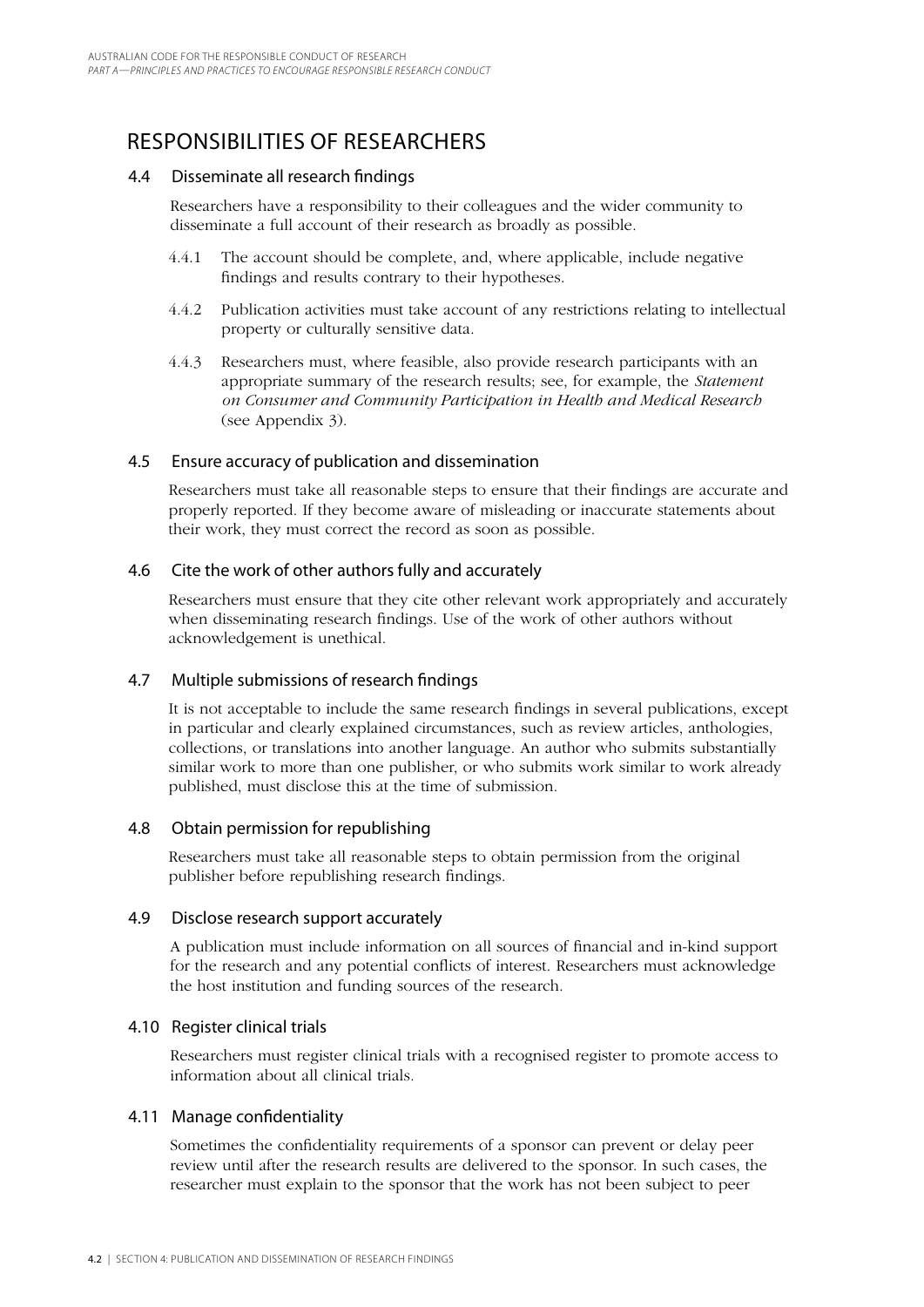## RESPONSIBILITIES OF RESEARCHERS

### 4.4 Disseminate all research findings

Researchers have a responsibility to their colleagues and the wider community to disseminate a full account of their research as broadly as possible.

4.4.1 The account should be complete, and, where applicable, include negative findings and results contrary to their hypotheses.

4.4.2 Publication activities must take account of any restrictions relating to intellectual property or culturally sensitive data.

4.4.3 Researchers must, where feasible, also provide research participants with an appropriate summary of the research results; see, for example, the *Statement on Consumer and Community Participation in Health and Medical Research* (see Appendix 3).

### 4.5 Ensure accuracy of publication and dissemination

Researchers must take all reasonable steps to ensure that their findings are accurate and properly reported. If they become aware of misleading or inaccurate statements about their work, they must correct the record as soon as possible.

### 4.6 Cite the work of other authors fully and accurately

Researchers must ensure that they cite other relevant work appropriately and accurately when disseminating research findings. Use of the work of other authors without acknowledgement is unethical.

### 4.7 Multiple submissions of research findings

It is not acceptable to include the same research findings in several publications, except in particular and clearly explained circumstances, such as review articles, anthologies, collections, or translations into another language. An author who submits substantially similar work to more than one publisher, or who submits work similar to work already published, must disclose this at the time of submission.

### 4.8 Obtain permission for republishing

Researchers must take all reasonable steps to obtain permission from the original publisher before republishing research findings.

### 4.9 Disclose research support accurately

A publication must include information on all sources of financial and in-kind support for the research and any potential conflicts of interest. Researchers must acknowledge the host institution and funding sources of the research.

### 4.10 Register clinical trials

Researchers must register clinical trials with a recognised register to promote access to information about all clinical trials.

### 4.11 Manage confidentiality

Sometimes the confidentiality requirements of a sponsor can prevent or delay peer review until after the research results are delivered to the sponsor. In such cases, the researcher must explain to the sponsor that the work has not been subject to peer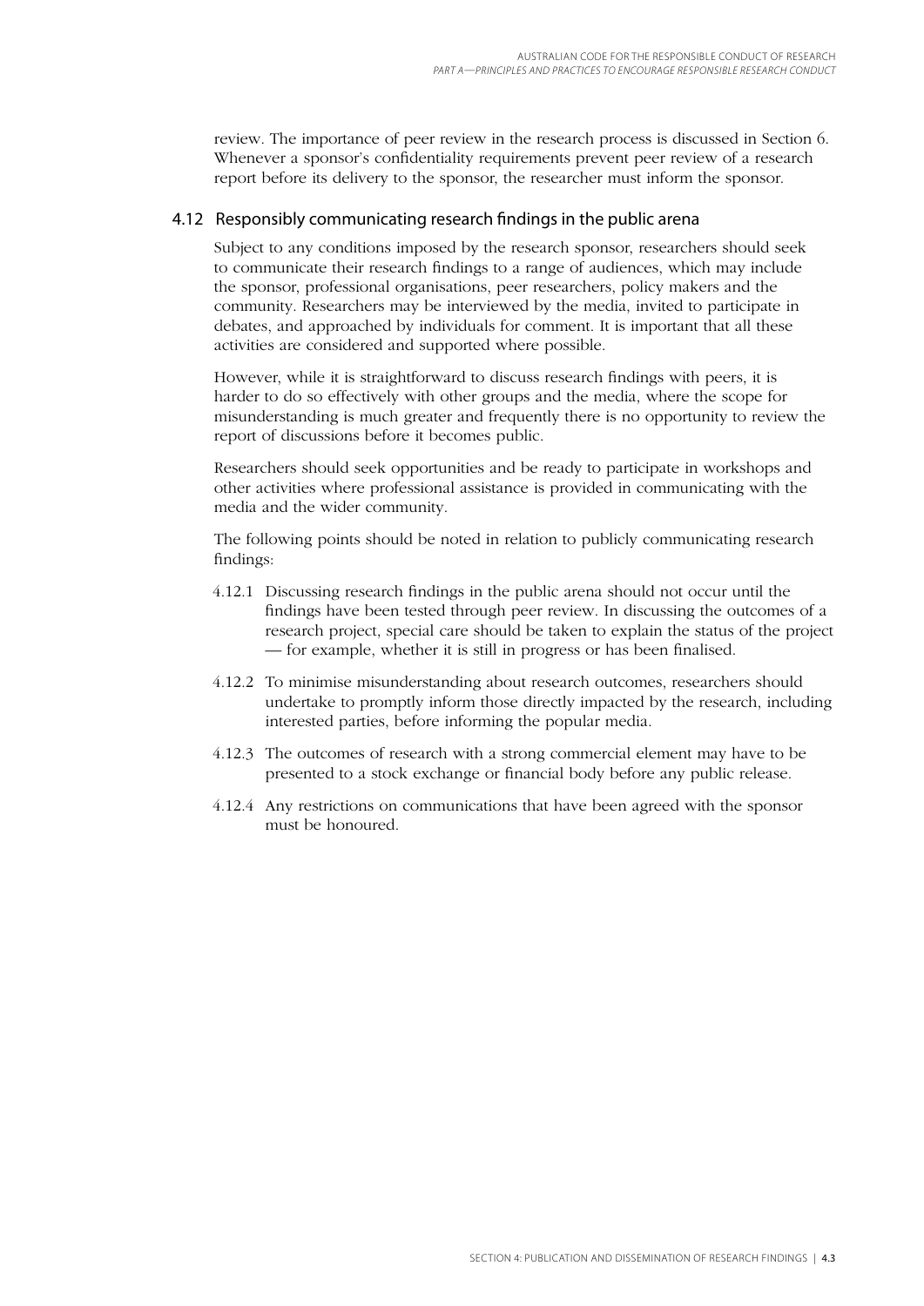review. The importance of peer review in the research process is discussed in Section 6. Whenever a sponsor's confidentiality requirements prevent peer review of a research report before its delivery to the sponsor, the researcher must inform the sponsor.

### 4.12 Responsibly communicating research findings in the public arena

Subject to any conditions imposed by the research sponsor, researchers should seek to communicate their research findings to a range of audiences, which may include the sponsor, professional organisations, peer researchers, policy makers and the community. Researchers may be interviewed by the media, invited to participate in debates, and approached by individuals for comment. It is important that all these activities are considered and supported where possible.

However, while it is straightforward to discuss research findings with peers, it is harder to do so effectively with other groups and the media, where the scope for misunderstanding is much greater and frequently there is no opportunity to review the report of discussions before it becomes public.

Researchers should seek opportunities and be ready to participate in workshops and other activities where professional assistance is provided in communicating with the media and the wider community.

The following points should be noted in relation to publicly communicating research findings:

4.12.1 Discussing research findings in the public arena should not occur until the findings have been tested through peer review. In discussing the outcomes of a research project, special care should be taken to explain the status of the project — for example, whether it is still in progress or has been finalised.

4.12.2 To minimise misunderstanding about research outcomes, researchers should undertake to promptly inform those directly impacted by the research, including interested parties, before informing the popular media.

4.12.3 The outcomes of research with a strong commercial element may have to be presented to a stock exchange or financial body before any public release.

4.12.4 Any restrictions on communications that have been agreed with the sponsor must be honoured.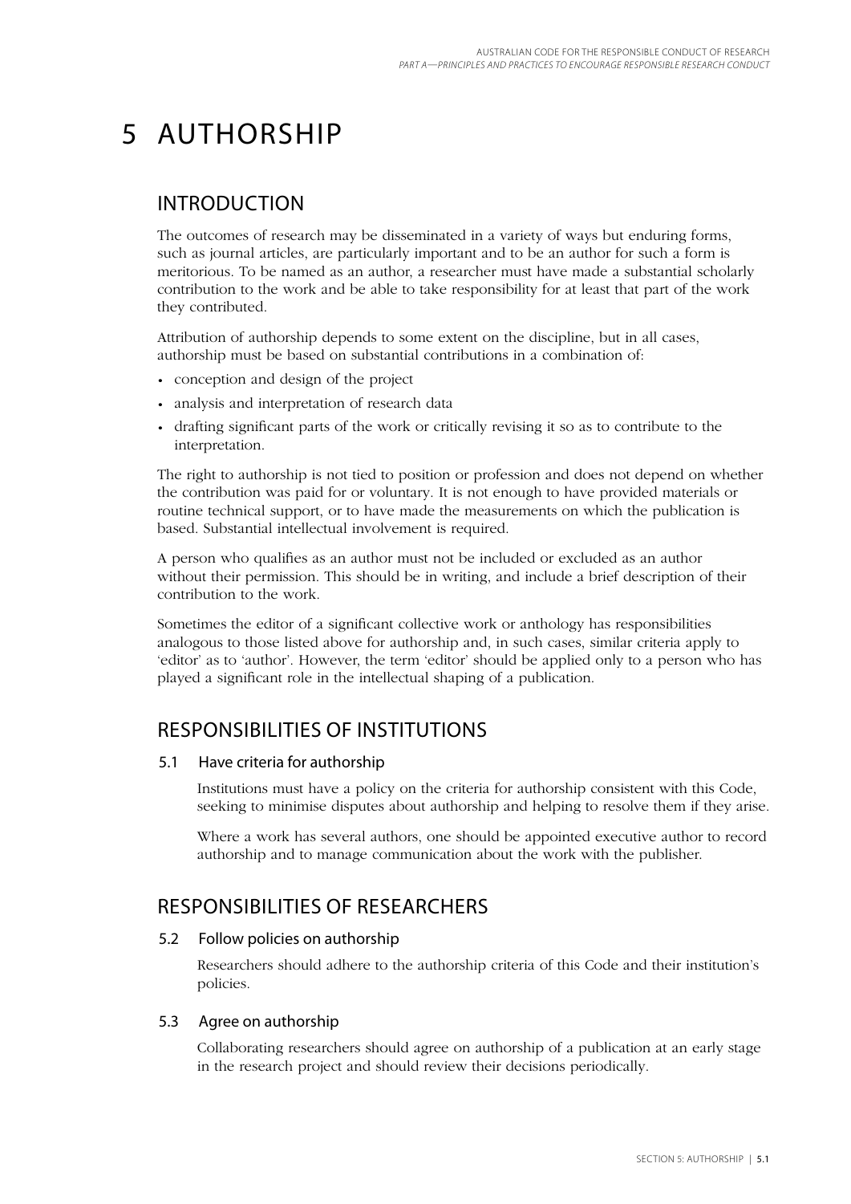# 5 AUTHORSHIP

## INTRODUCTION

The outcomes of research may be disseminated in a variety of ways but enduring forms, such as journal articles, are particularly important and to be an author for such a form is meritorious. To be named as an author, a researcher must have made a substantial scholarly contribution to the work and be able to take responsibility for at least that part of the work they contributed.

Attribution of authorship depends to some extent on the discipline, but in all cases, authorship must be based on substantial contributions in a combination of:

- conception and design of the project
- analysis and interpretation of research data
- drafting significant parts of the work or critically revising it so as to contribute to the interpretation.

The right to authorship is not tied to position or profession and does not depend on whether the contribution was paid for or voluntary. It is not enough to have provided materials or routine technical support, or to have made the measurements on which the publication is based. Substantial intellectual involvement is required.

A person who qualifies as an author must not be included or excluded as an author without their permission. This should be in writing, and include a brief description of their contribution to the work.

Sometimes the editor of a significant collective work or anthology has responsibilities analogous to those listed above for authorship and, in such cases, similar criteria apply to 'editor' as to 'author'. However, the term 'editor' should be applied only to a person who has played a significant role in the intellectual shaping of a publication.

## RESPONSIBILITIES OF INSTITUTIONS

### 5.1 Have criteria for authorship

Institutions must have a policy on the criteria for authorship consistent with this Code, seeking to minimise disputes about authorship and helping to resolve them if they arise.

Where a work has several authors, one should be appointed executive author to record authorship and to manage communication about the work with the publisher.

## RESPONSIBILITIES OF RESEARCHERS

### 5.2 Follow policies on authorship

Researchers should adhere to the authorship criteria of this Code and their institution's policies.

### 5.3 Agree on authorship

Collaborating researchers should agree on authorship of a publication at an early stage in the research project and should review their decisions periodically.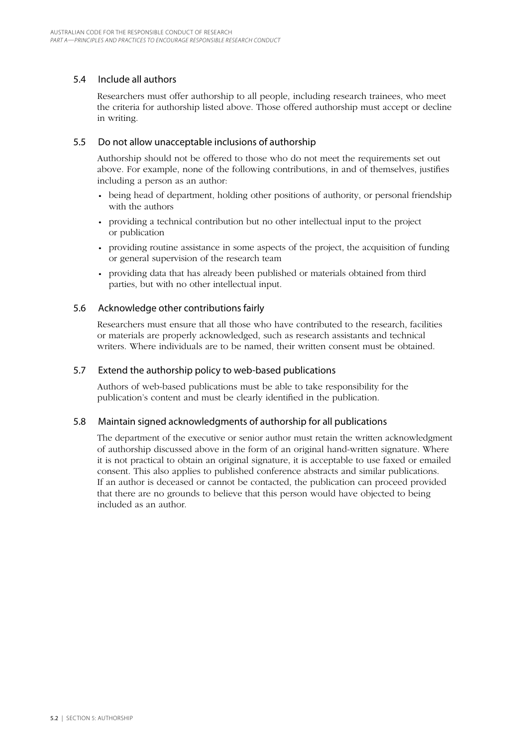### 5.4 Include all authors

Researchers must offer authorship to all people, including research trainees, who meet the criteria for authorship listed above. Those offered authorship must accept or decline in writing.

### 5.5 Do not allow unacceptable inclusions of authorship

Authorship should not be offered to those who do not meet the requirements set out above. For example, none of the following contributions, in and of themselves, justifies including a person as an author:

- being head of department, holding other positions of authority, or personal friendship with the authors
- providing a technical contribution but no other intellectual input to the project or publication
- providing routine assistance in some aspects of the project, the acquisition of funding or general supervision of the research team
- providing data that has already been published or materials obtained from third parties, but with no other intellectual input.

### 5.6 Acknowledge other contributions fairly

Researchers must ensure that all those who have contributed to the research, facilities or materials are properly acknowledged, such as research assistants and technical writers. Where individuals are to be named, their written consent must be obtained.

### 5.7 Extend the authorship policy to web-based publications

Authors of web-based publications must be able to take responsibility for the publication's content and must be clearly identified in the publication.

### 5.8 Maintain signed acknowledgments of authorship for all publications

The department of the executive or senior author must retain the written acknowledgment of authorship discussed above in the form of an original hand-written signature. Where it is not practical to obtain an original signature, it is acceptable to use faxed or emailed consent. This also applies to published conference abstracts and similar publications. If an author is deceased or cannot be contacted, the publication can proceed provided that there are no grounds to believe that this person would have objected to being included as an author.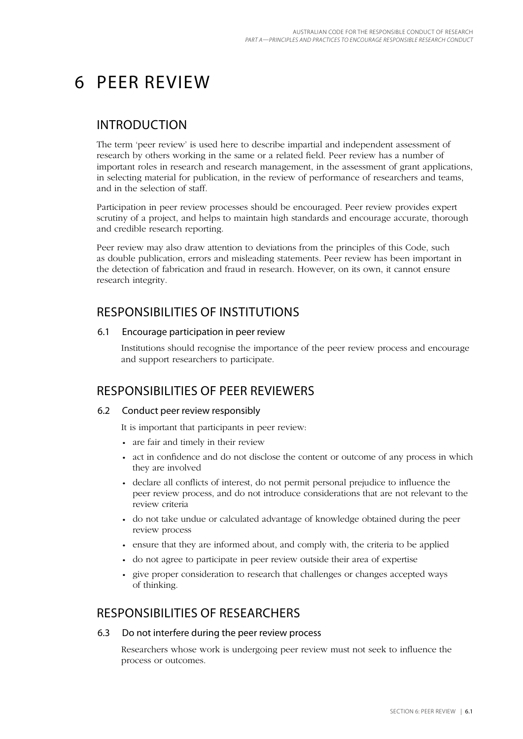# 6 PEER REVIEW

## INTRODUCTION

The term 'peer review' is used here to describe impartial and independent assessment of research by others working in the same or a related field. Peer review has a number of important roles in research and research management, in the assessment of grant applications, in selecting material for publication, in the review of performance of researchers and teams, and in the selection of staff.

Participation in peer review processes should be encouraged. Peer review provides expert scrutiny of a project, and helps to maintain high standards and encourage accurate, thorough and credible research reporting.

Peer review may also draw attention to deviations from the principles of this Code, such as double publication, errors and misleading statements. Peer review has been important in the detection of fabrication and fraud in research. However, on its own, it cannot ensure research integrity.

## RESPONSIBILITIES OF INSTITUTIONS

### 6.1 Encourage participation in peer review

Institutions should recognise the importance of the peer review process and encourage and support researchers to participate.

## RESPONSIBILITIES OF PEER REVIEWERS

### 6.2 Conduct peer review responsibly

It is important that participants in peer review:

- are fair and timely in their review
- act in confidence and do not disclose the content or outcome of any process in which they are involved
- declare all conflicts of interest, do not permit personal prejudice to influence the peer review process, and do not introduce considerations that are not relevant to the review criteria
- do not take undue or calculated advantage of knowledge obtained during the peer review process
- ensure that they are informed about, and comply with, the criteria to be applied
- do not agree to participate in peer review outside their area of expertise
- give proper consideration to research that challenges or changes accepted ways of thinking.

## RESPONSIBILITIES OF RESEARCHERS

### 6.3 Do not interfere during the peer review process

Researchers whose work is undergoing peer review must not seek to influence the process or outcomes.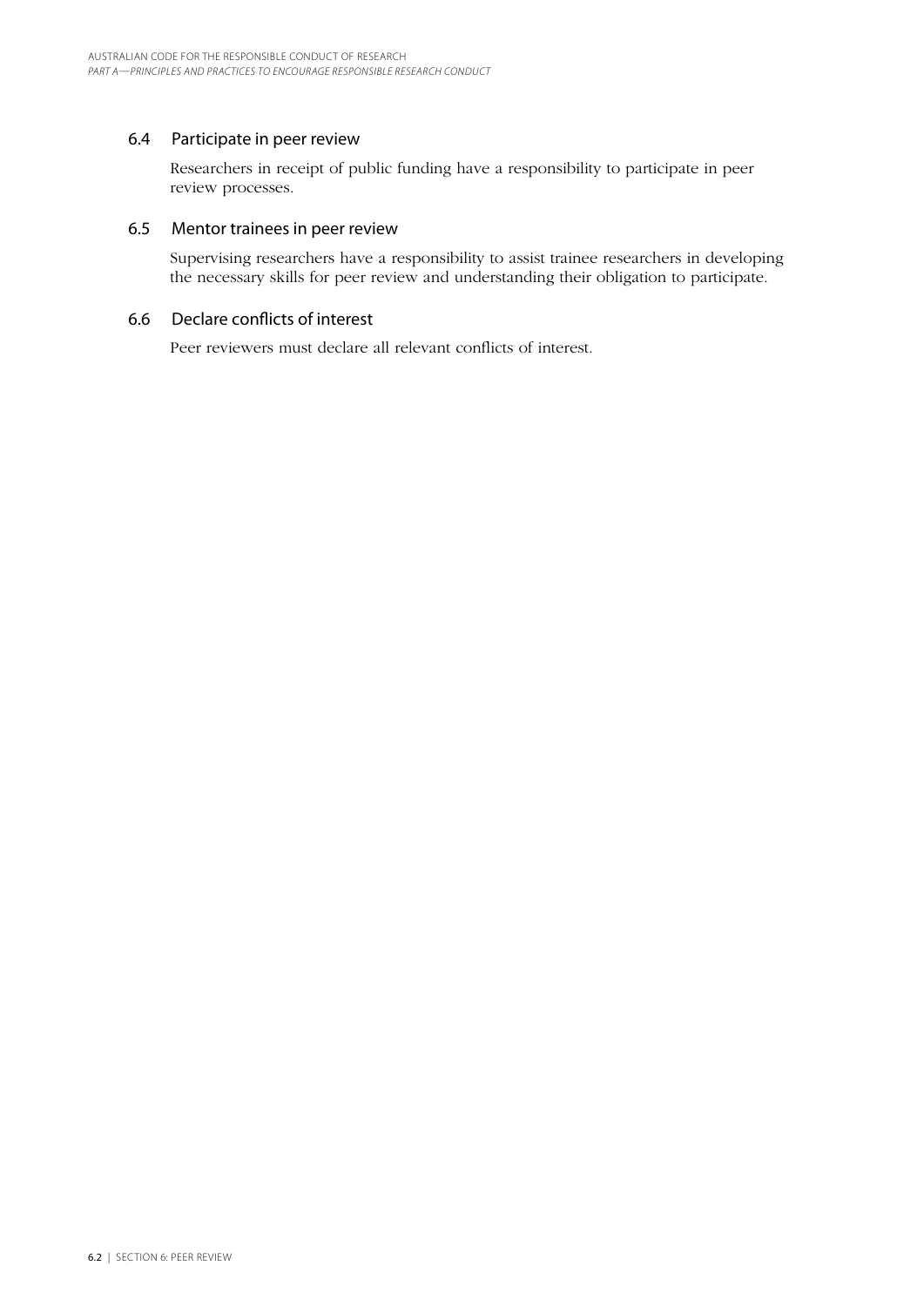### 6.4 Participate in peer review

Researchers in receipt of public funding have a responsibility to participate in peer review processes.

### 6.5 Mentor trainees in peer review

Supervising researchers have a responsibility to assist trainee researchers in developing the necessary skills for peer review and understanding their obligation to participate.

### 6.6 Declare conflicts of interest

Peer reviewers must declare all relevant conflicts of interest.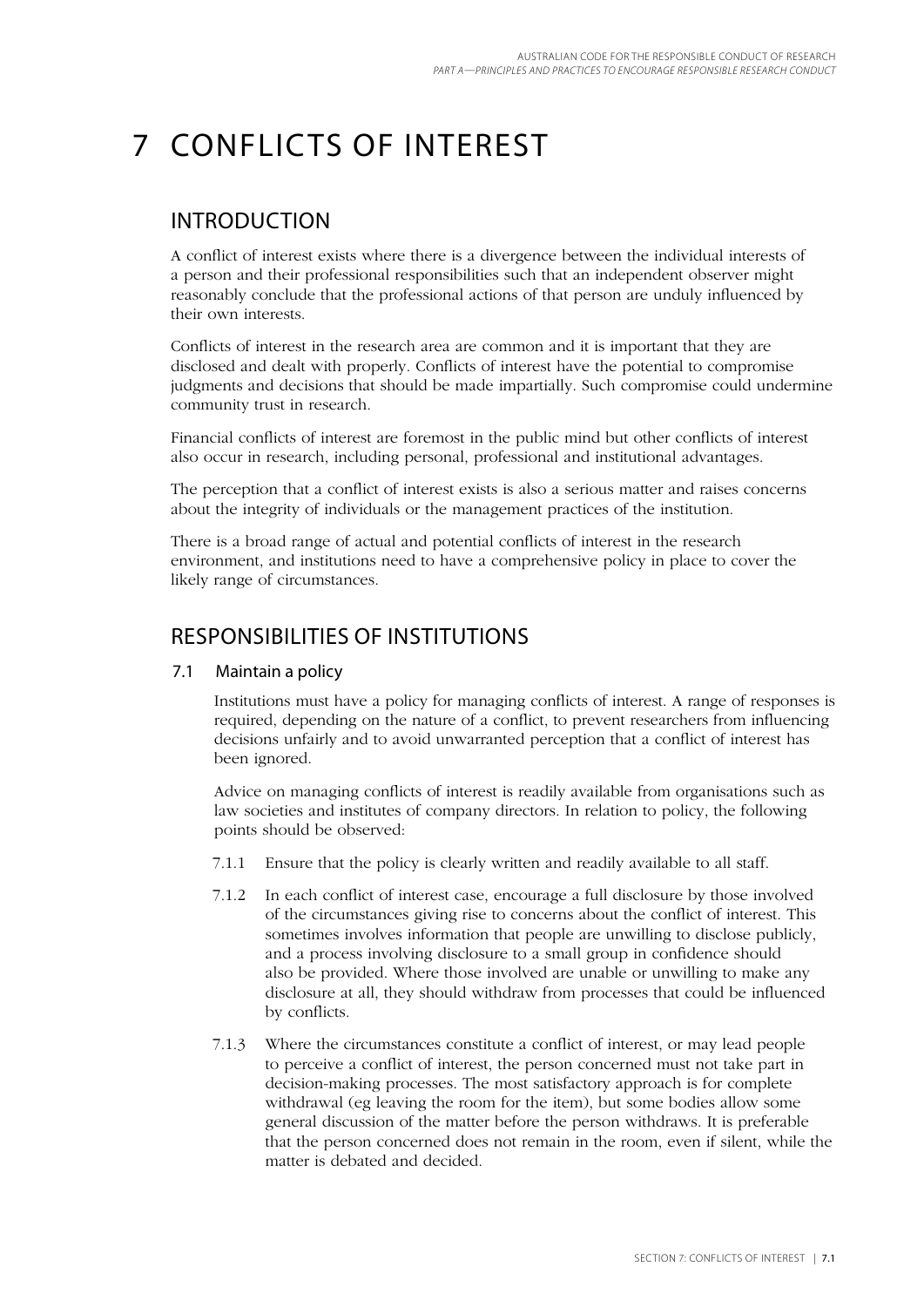# 7 CONFLICTS OF INTEREST

## INTRODUCTION

A conflict of interest exists where there is a divergence between the individual interests of a person and their professional responsibilities such that an independent observer might reasonably conclude that the professional actions of that person are unduly influenced by their own interests.

Conflicts of interest in the research area are common and it is important that they are disclosed and dealt with properly. Conflicts of interest have the potential to compromise judgments and decisions that should be made impartially. Such compromise could undermine community trust in research.

Financial conflicts of interest are foremost in the public mind but other conflicts of interest also occur in research, including personal, professional and institutional advantages.

The perception that a conflict of interest exists is also a serious matter and raises concerns about the integrity of individuals or the management practices of the institution.

There is a broad range of actual and potential conflicts of interest in the research environment, and institutions need to have a comprehensive policy in place to cover the likely range of circumstances.

## RESPONSIBILITIES OF INSTITUTIONS

### 7.1 Maintain a policy

Institutions must have a policy for managing conflicts of interest. A range of responses is required, depending on the nature of a conflict, to prevent researchers from influencing decisions unfairly and to avoid unwarranted perception that a conflict of interest has been ignored.

Advice on managing conflicts of interest is readily available from organisations such as law societies and institutes of company directors. In relation to policy, the following points should be observed:

7.1.1 Ensure that the policy is clearly written and readily available to all staff.

7.1.2 In each conflict of interest case, encourage a full disclosure by those involved of the circumstances giving rise to concerns about the conflict of interest. This sometimes involves information that people are unwilling to disclose publicly, and a process involving disclosure to a small group in confidence should also be provided. Where those involved are unable or unwilling to make any disclosure at all, they should withdraw from processes that could be influenced by conflicts.

7.1.3 Where the circumstances constitute a conflict of interest, or may lead people to perceive a conflict of interest, the person concerned must not take part in decision-making processes. The most satisfactory approach is for complete withdrawal (eg leaving the room for the item), but some bodies allow some general discussion of the matter before the person withdraws. It is preferable that the person concerned does not remain in the room, even if silent, while the matter is debated and decided.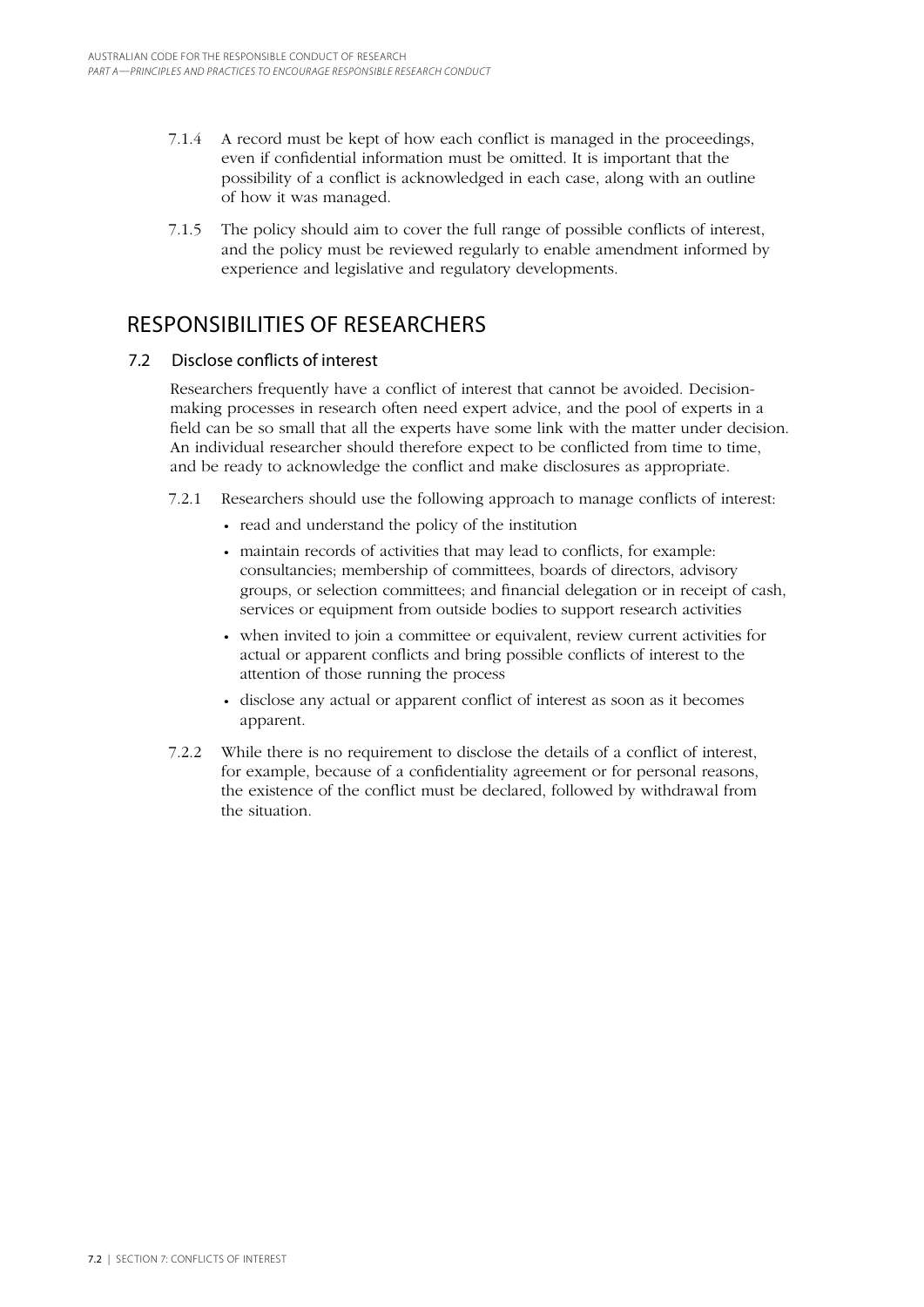7.1.4 A record must be kept of how each conflict is managed in the proceedings, even if confidential information must be omitted. It is important that the possibility of a conflict is acknowledged in each case, along with an outline of how it was managed.

7.1.5 The policy should aim to cover the full range of possible conflicts of interest, and the policy must be reviewed regularly to enable amendment informed by experience and legislative and regulatory developments.

## RESPONSIBILITIES OF RESEARCHERS

### 7.2 Disclose conflicts of interest

Researchers frequently have a conflict of interest that cannot be avoided. Decision-making processes in research often need expert advice, and the pool of experts in a field can be so small that all the experts have some link with the matter under decision. An individual researcher should therefore expect to be conflicted from time to time, and be ready to acknowledge the conflict and make disclosures as appropriate.

7.2.1 Researchers should use the following approach to manage conflicts of interest:

- read and understand the policy of the institution
- maintain records of activities that may lead to conflicts, for example: consultancies; membership of committees, boards of directors, advisory groups, or selection committees; and financial delegation or in receipt of cash, services or equipment from outside bodies to support research activities
- when invited to join a committee or equivalent, review current activities for actual or apparent conflicts and bring possible conflicts of interest to the attention of those running the process
- disclose any actual or apparent conflict of interest as soon as it becomes apparent.

7.2.2 While there is no requirement to disclose the details of a conflict of interest, for example, because of a confidentiality agreement or for personal reasons, the existence of the conflict must be declared, followed by withdrawal from the situation.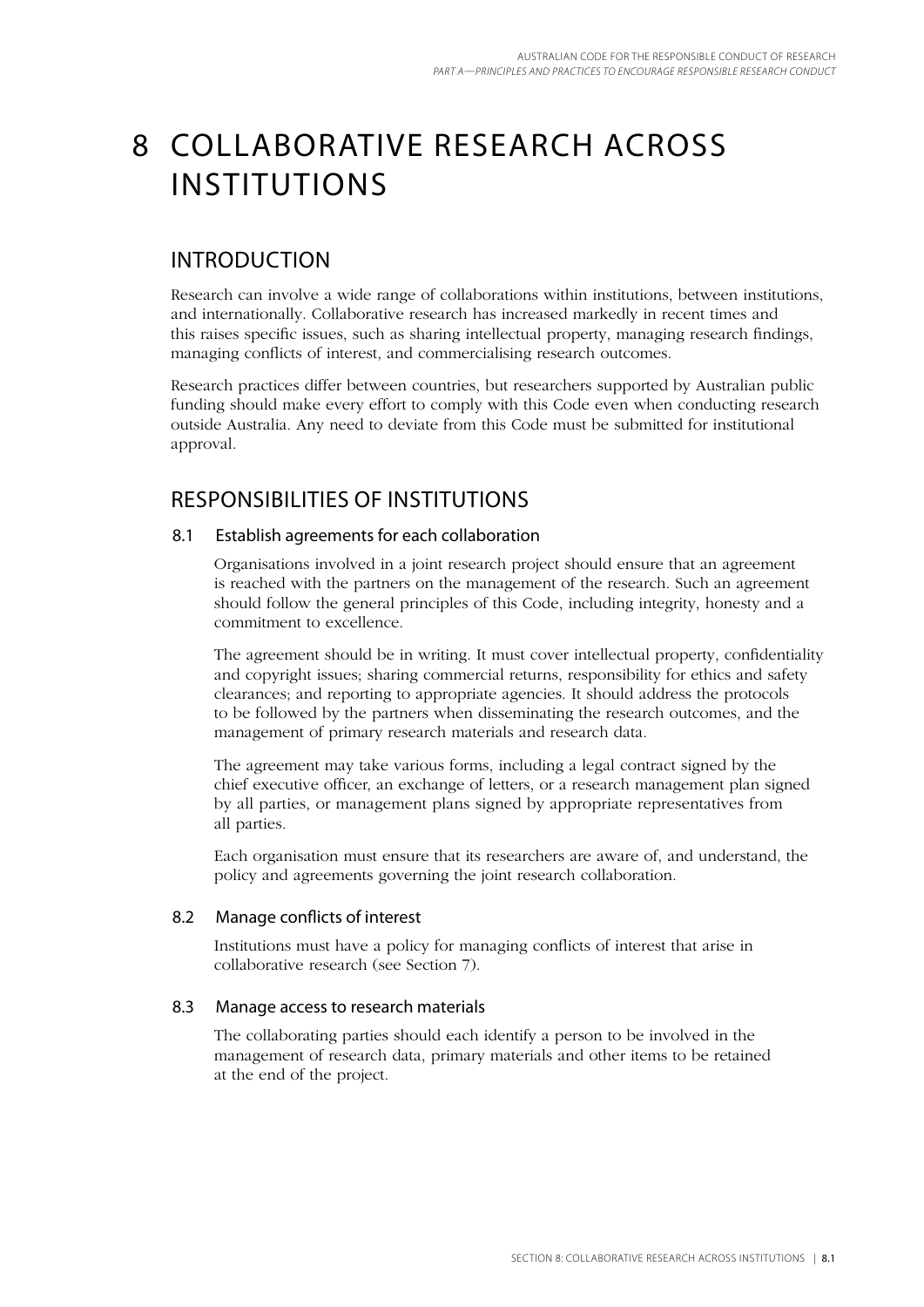# 8 COLLABORATIVE RESEARCH ACROSS INSTITUTIONS

## INTRODUCTION

Research can involve a wide range of collaborations within institutions, between institutions, and internationally. Collaborative research has increased markedly in recent times and this raises specific issues, such as sharing intellectual property, managing research findings, managing conflicts of interest, and commercialising research outcomes.

Research practices differ between countries, but researchers supported by Australian public funding should make every effort to comply with this Code even when conducting research outside Australia. Any need to deviate from this Code must be submitted for institutional approval.

## RESPONSIBILITIES OF INSTITUTIONS

### 8.1 Establish agreements for each collaboration

Organisations involved in a joint research project should ensure that an agreement is reached with the partners on the management of the research. Such an agreement should follow the general principles of this Code, including integrity, honesty and a commitment to excellence.

The agreement should be in writing. It must cover intellectual property, confidentiality and copyright issues; sharing commercial returns, responsibility for ethics and safety clearances; and reporting to appropriate agencies. It should address the protocols to be followed by the partners when disseminating the research outcomes, and the management of primary research materials and research data.

The agreement may take various forms, including a legal contract signed by the chief executive officer, an exchange of letters, or a research management plan signed by all parties, or management plans signed by appropriate representatives from all parties.

Each organisation must ensure that its researchers are aware of, and understand, the policy and agreements governing the joint research collaboration.

### 8.2 Manage conflicts of interest

Institutions must have a policy for managing conflicts of interest that arise in collaborative research (see Section 7).

### 8.3 Manage access to research materials

The collaborating parties should each identify a person to be involved in the management of research data, primary materials and other items to be retained at the end of the project.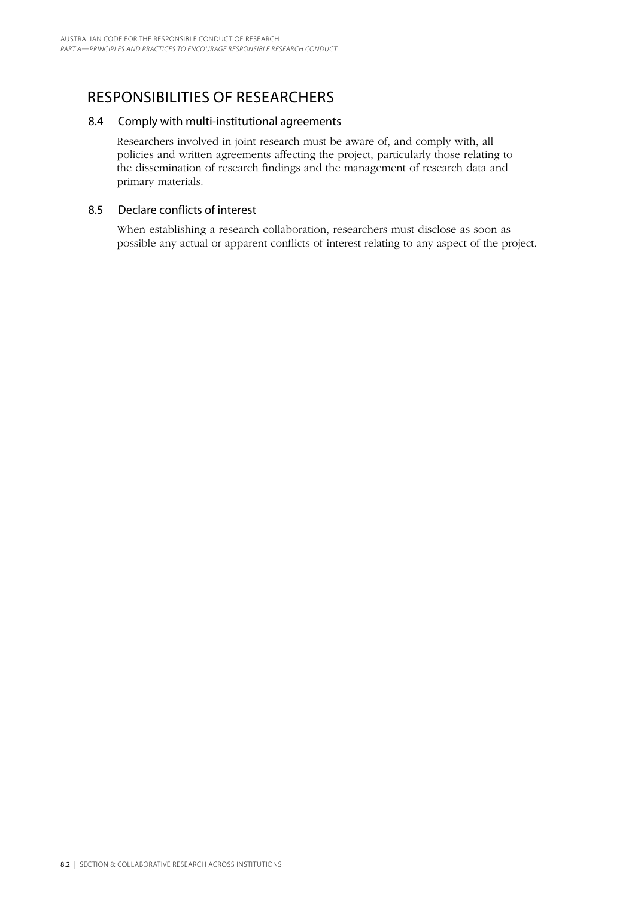## RESPONSIBILITIES OF RESEARCHERS

### 8.4 Comply with multi-institutional agreements

Researchers involved in joint research must be aware of, and comply with, all policies and written agreements affecting the project, particularly those relating to the dissemination of research findings and the management of research data and primary materials.

### 8.5 Declare conflicts of interest

When establishing a research collaboration, researchers must disclose as soon as possible any actual or apparent conflicts of interest relating to any aspect of the project.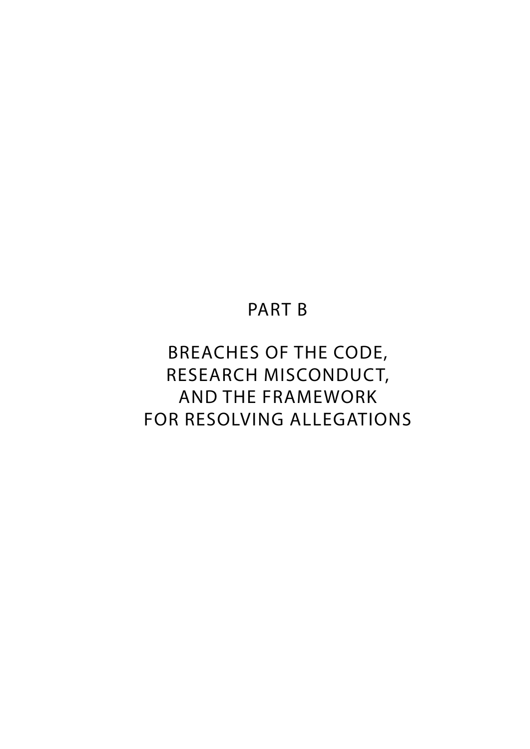# PART B

# BREACHES OF THE CODE, RESEARCH MISCONDUCT, AND THE FRAMEWORK FOR RESOLVING ALLEGATIONS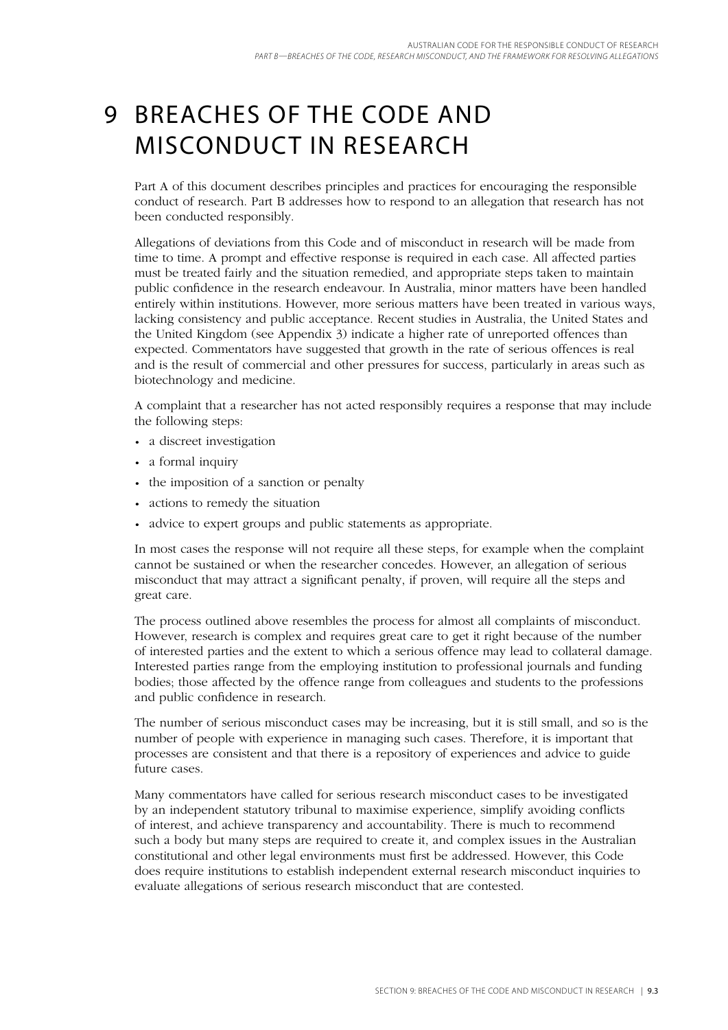# 9 BREACHES OF THE CODE AND MISCONDUCT IN RESEARCH

Part A of this document describes principles and practices for encouraging the responsible conduct of research. Part B addresses how to respond to an allegation that research has not been conducted responsibly.

Allegations of deviations from this Code and of misconduct in research will be made from time to time. A prompt and effective response is required in each case. All affected parties must be treated fairly and the situation remedied, and appropriate steps taken to maintain public confidence in the research endeavour. In Australia, minor matters have been handled entirely within institutions. However, more serious matters have been treated in various ways, lacking consistency and public acceptance. Recent studies in Australia, the United States and the United Kingdom (see Appendix 3) indicate a higher rate of unreported offences than expected. Commentators have suggested that growth in the rate of serious offences is real and is the result of commercial and other pressures for success, particularly in areas such as biotechnology and medicine.

A complaint that a researcher has not acted responsibly requires a response that may include the following steps:

- a discreet investigation
- a formal inquiry
- the imposition of a sanction or penalty
- actions to remedy the situation
- advice to expert groups and public statements as appropriate.

In most cases the response will not require all these steps, for example when the complaint cannot be sustained or when the researcher concedes. However, an allegation of serious misconduct that may attract a significant penalty, if proven, will require all the steps and great care.

The process outlined above resembles the process for almost all complaints of misconduct. However, research is complex and requires great care to get it right because of the number of interested parties and the extent to which a serious offence may lead to collateral damage. Interested parties range from the employing institution to professional journals and funding bodies; those affected by the offence range from colleagues and students to the professions and public confidence in research.

The number of serious misconduct cases may be increasing, but it is still small, and so is the number of people with experience in managing such cases. Therefore, it is important that processes are consistent and that there is a repository of experiences and advice to guide future cases.

Many commentators have called for serious research misconduct cases to be investigated by an independent statutory tribunal to maximise experience, simplify avoiding conflicts of interest, and achieve transparency and accountability. There is much to recommend such a body but many steps are required to create it, and complex issues in the Australian constitutional and other legal environments must first be addressed. However, this Code does require institutions to establish independent external research misconduct inquiries to evaluate allegations of serious research misconduct that are contested.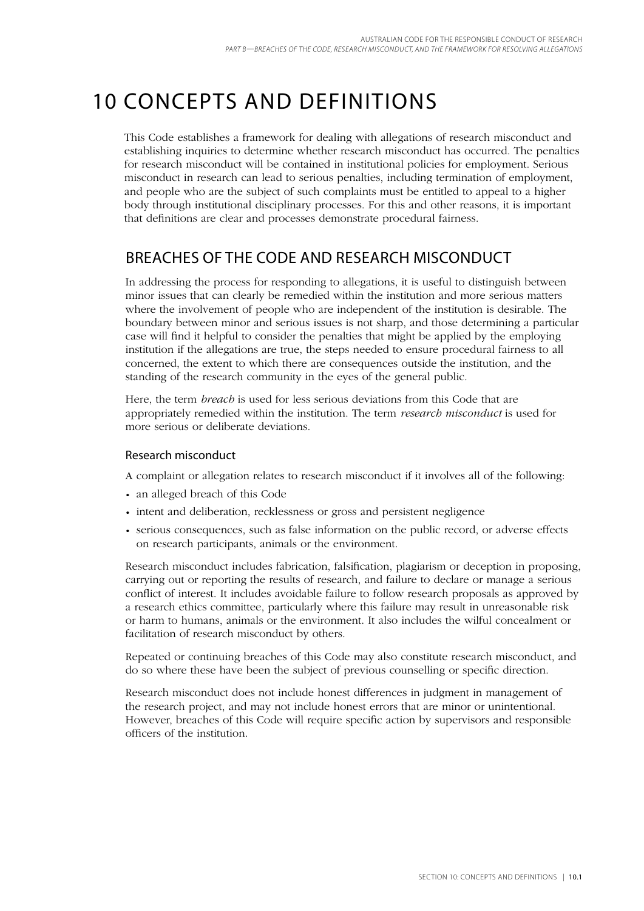# 10 CONCEPTS AND DEFINITIONS

This Code establishes a framework for dealing with allegations of research misconduct and establishing inquiries to determine whether research misconduct has occurred. The penalties for research misconduct will be contained in institutional policies for employment. Serious misconduct in research can lead to serious penalties, including termination of employment, and people who are the subject of such complaints must be entitled to appeal to a higher body through institutional disciplinary processes. For this and other reasons, it is important that definitions are clear and processes demonstrate procedural fairness.

## BREACHES OF THE CODE AND RESEARCH MISCONDUCT

In addressing the process for responding to allegations, it is useful to distinguish between minor issues that can clearly be remedied within the institution and more serious matters where the involvement of people who are independent of the institution is desirable. The boundary between minor and serious issues is not sharp, and those determining a particular case will find it helpful to consider the penalties that might be applied by the employing institution if the allegations are true, the steps needed to ensure procedural fairness to all concerned, the extent to which there are consequences outside the institution, and the standing of the research community in the eyes of the general public.

Here, the term *breach* is used for less serious deviations from this Code that are appropriately remedied within the institution. The term *research misconduct* is used for more serious or deliberate deviations.

### Research misconduct

A complaint or allegation relates to research misconduct if it involves all of the following:

- an alleged breach of this Code
- intent and deliberation, recklessness or gross and persistent negligence
- serious consequences, such as false information on the public record, or adverse effects on research participants, animals or the environment.

Research misconduct includes fabrication, falsification, plagiarism or deception in proposing, carrying out or reporting the results of research, and failure to declare or manage a serious conflict of interest. It includes avoidable failure to follow research proposals as approved by a research ethics committee, particularly where this failure may result in unreasonable risk or harm to humans, animals or the environment. It also includes the wilful concealment or facilitation of research misconduct by others.

Repeated or continuing breaches of this Code may also constitute research misconduct, and do so where these have been the subject of previous counselling or specific direction.

Research misconduct does not include honest differences in judgment in management of the research project, and may not include honest errors that are minor or unintentional. However, breaches of this Code will require specific action by supervisors and responsible officers of the institution.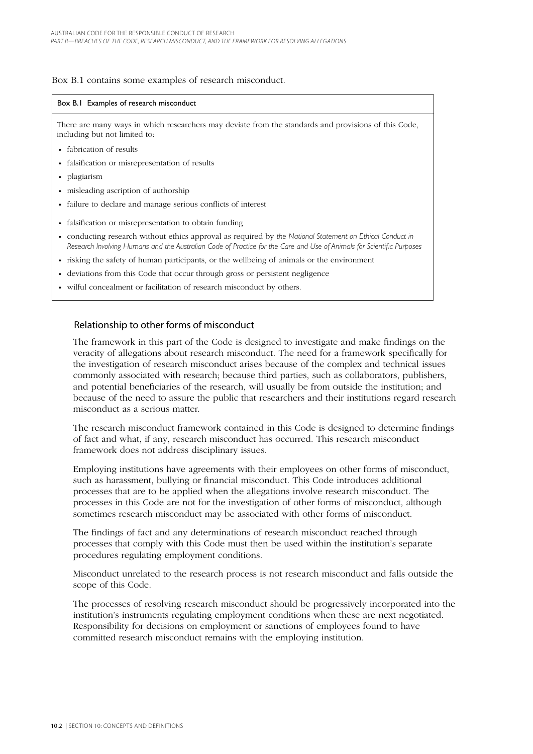Box B.1 contains some examples of research misconduct.

**Box B.1 Examples of research misconduct**

There are many ways in which researchers may deviate from the standards and provisions of this Code, including but not limited to:

- fabrication of results
- falsification or misrepresentation of results
- plagiarism
- misleading ascription of authorship
- failure to declare and manage serious conflicts of interest
- falsification or misrepresentation to obtain funding
- conducting research without ethics approval as required by *the National Statement on Ethical Conduct in Research Involving Humans and the Australian Code of Practice for the Care and Use of Animals for Scientific Purposes*
- risking the safety of human participants, or the wellbeing of animals or the environment
- deviations from this Code that occur through gross or persistent negligence
- wilful concealment or facilitation of research misconduct by others.

## Relationship to other forms of misconduct

The framework in this part of the Code is designed to investigate and make findings on the veracity of allegations about research misconduct. The need for a framework specifically for the investigation of research misconduct arises because of the complex and technical issues commonly associated with research; because third parties, such as collaborators, publishers, and potential beneficiaries of the research, will usually be from outside the institution; and because of the need to assure the public that researchers and their institutions regard research misconduct as a serious matter.

The research misconduct framework contained in this Code is designed to determine findings of fact and what, if any, research misconduct has occurred. This research misconduct framework does not address disciplinary issues.

Employing institutions have agreements with their employees on other forms of misconduct, such as harassment, bullying or financial misconduct. This Code introduces additional processes that are to be applied when the allegations involve research misconduct. The processes in this Code are not for the investigation of other forms of misconduct, although sometimes research misconduct may be associated with other forms of misconduct.

The findings of fact and any determinations of research misconduct reached through processes that comply with this Code must then be used within the institution's separate procedures regulating employment conditions.

Misconduct unrelated to the research process is not research misconduct and falls outside the scope of this Code.

The processes of resolving research misconduct should be progressively incorporated into the institution's instruments regulating employment conditions when these are next negotiated. Responsibility for decisions on employment or sanctions of employees found to have committed research misconduct remains with the employing institution.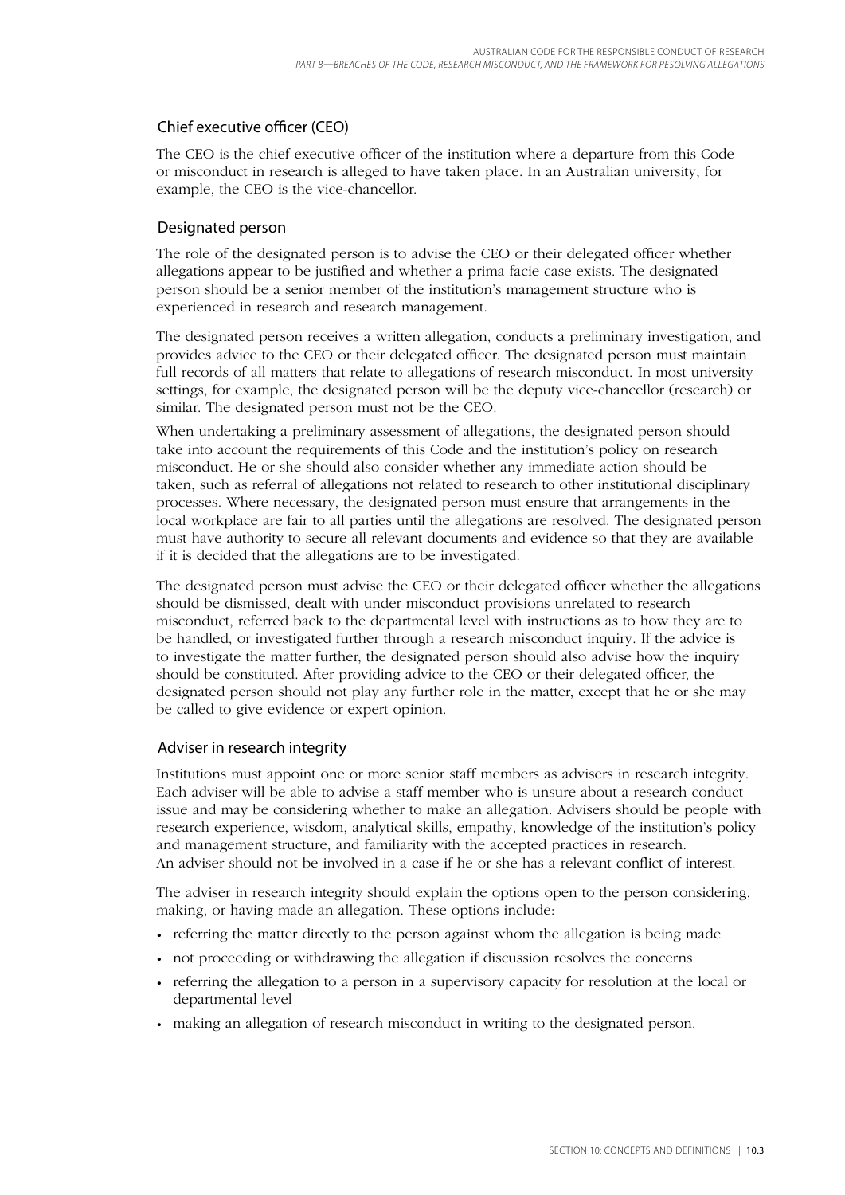### Chief executive officer (CEO)

The CEO is the chief executive officer of the institution where a departure from this Code or misconduct in research is alleged to have taken place. In an Australian university, for example, the CEO is the vice-chancellor.

### Designated person

The role of the designated person is to advise the CEO or their delegated officer whether allegations appear to be justified and whether a prima facie case exists. The designated person should be a senior member of the institution's management structure who is experienced in research and research management.

The designated person receives a written allegation, conducts a preliminary investigation, and provides advice to the CEO or their delegated officer. The designated person must maintain full records of all matters that relate to allegations of research misconduct. In most university settings, for example, the designated person will be the deputy vice-chancellor (research) or similar. The designated person must not be the CEO.

When undertaking a preliminary assessment of allegations, the designated person should take into account the requirements of this Code and the institution's policy on research misconduct. He or she should also consider whether any immediate action should be taken, such as referral of allegations not related to research to other institutional disciplinary processes. Where necessary, the designated person must ensure that arrangements in the local workplace are fair to all parties until the allegations are resolved. The designated person must have authority to secure all relevant documents and evidence so that they are available if it is decided that the allegations are to be investigated.

The designated person must advise the CEO or their delegated officer whether the allegations should be dismissed, dealt with under misconduct provisions unrelated to research misconduct, referred back to the departmental level with instructions as to how they are to be handled, or investigated further through a research misconduct inquiry. If the advice is to investigate the matter further, the designated person should also advise how the inquiry should be constituted. After providing advice to the CEO or their delegated officer, the designated person should not play any further role in the matter, except that he or she may be called to give evidence or expert opinion.

### Adviser in research integrity

Institutions must appoint one or more senior staff members as advisers in research integrity. Each adviser will be able to advise a staff member who is unsure about a research conduct issue and may be considering whether to make an allegation. Advisers should be people with research experience, wisdom, analytical skills, empathy, knowledge of the institution's policy and management structure, and familiarity with the accepted practices in research. An adviser should not be involved in a case if he or she has a relevant conflict of interest.

The adviser in research integrity should explain the options open to the person considering, making, or having made an allegation. These options include:

- referring the matter directly to the person against whom the allegation is being made
- not proceeding or withdrawing the allegation if discussion resolves the concerns
- referring the allegation to a person in a supervisory capacity for resolution at the local or departmental level
- making an allegation of research misconduct in writing to the designated person.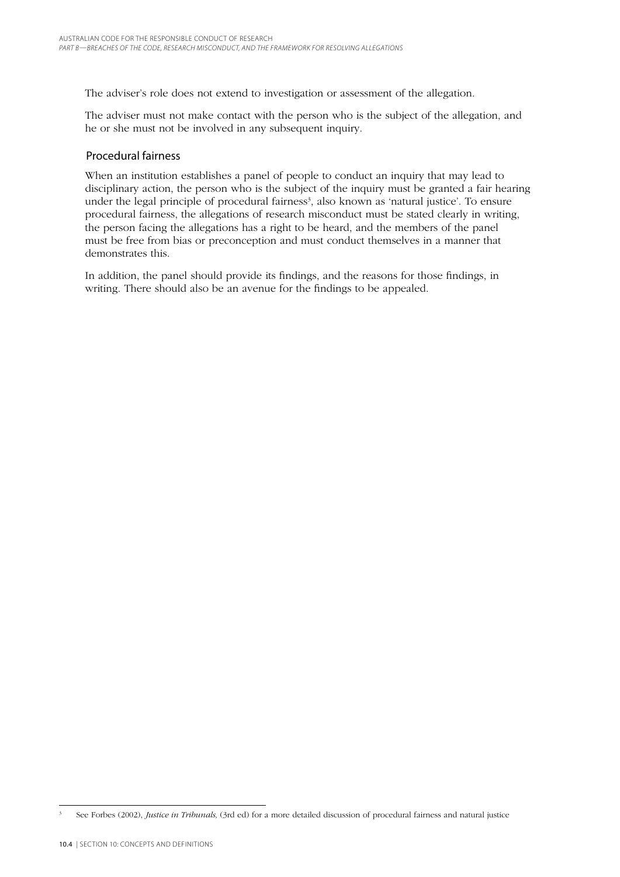The adviser's role does not extend to investigation or assessment of the allegation.

The adviser must not make contact with the person who is the subject of the allegation, and he or she must not be involved in any subsequent inquiry.

## Procedural fairness

When an institution establishes a panel of people to conduct an inquiry that may lead to disciplinary action, the person who is the subject of the inquiry must be granted a fair hearing under the legal principle of procedural fairness[3], also known as 'natural justice'. To ensure procedural fairness, the allegations of research misconduct must be stated clearly in writing, the person facing the allegations has a right to be heard, and the members of the panel must be free from bias or preconception and must conduct themselves in a manner that demonstrates this.

In addition, the panel should provide its findings, and the reasons for those findings, in writing. There should also be an avenue for the findings to be appealed.

---

[3] See Forbes (2002), *Justice in Tribunals,* (3rd ed) for a more detailed discussion of procedural fairness and natural justice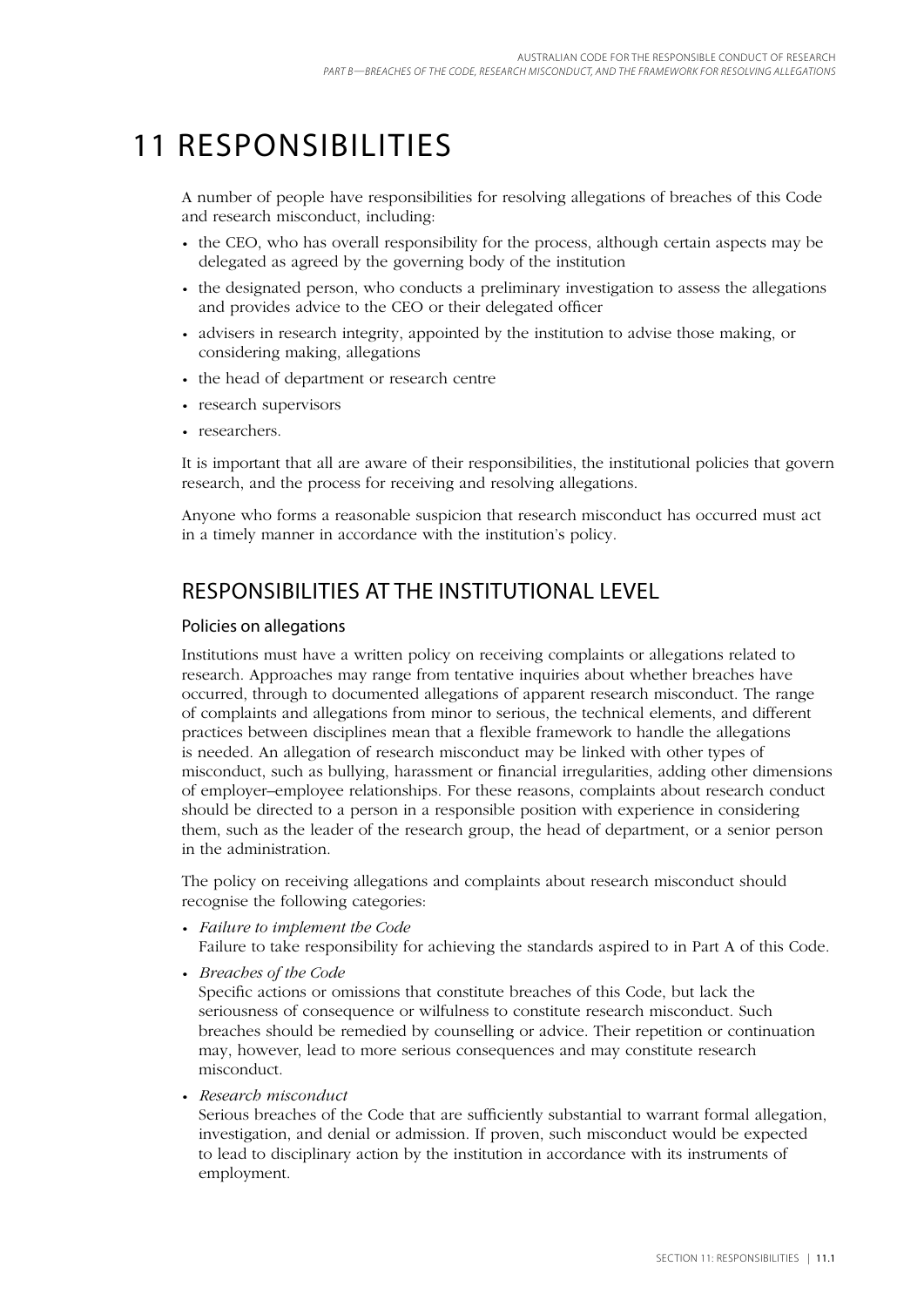# 11 RESPONSIBILITIES

A number of people have responsibilities for resolving allegations of breaches of this Code and research misconduct, including:

- the CEO, who has overall responsibility for the process, although certain aspects may be delegated as agreed by the governing body of the institution
- the designated person, who conducts a preliminary investigation to assess the allegations and provides advice to the CEO or their delegated officer
- advisers in research integrity, appointed by the institution to advise those making, or considering making, allegations
- the head of department or research centre
- research supervisors
- researchers.

It is important that all are aware of their responsibilities, the institutional policies that govern research, and the process for receiving and resolving allegations.

Anyone who forms a reasonable suspicion that research misconduct has occurred must act in a timely manner in accordance with the institution's policy.

## RESPONSIBILITIES AT THE INSTITUTIONAL LEVEL

### Policies on allegations

Institutions must have a written policy on receiving complaints or allegations related to research. Approaches may range from tentative inquiries about whether breaches have occurred, through to documented allegations of apparent research misconduct. The range of complaints and allegations from minor to serious, the technical elements, and different practices between disciplines mean that a flexible framework to handle the allegations is needed. An allegation of research misconduct may be linked with other types of misconduct, such as bullying, harassment or financial irregularities, adding other dimensions of employer–employee relationships. For these reasons, complaints about research conduct should be directed to a person in a responsible position with experience in considering them, such as the leader of the research group, the head of department, or a senior person in the administration.

The policy on receiving allegations and complaints about research misconduct should recognise the following categories:

- *Failure to implement the Code*
  Failure to take responsibility for achieving the standards aspired to in Part A of this Code.
- *Breaches of the Code*
  Specific actions or omissions that constitute breaches of this Code, but lack the seriousness of consequence or wilfulness to constitute research misconduct. Such breaches should be remedied by counselling or advice. Their repetition or continuation may, however, lead to more serious consequences and may constitute research misconduct.
- *Research misconduct*
  Serious breaches of the Code that are sufficiently substantial to warrant formal allegation, investigation, and denial or admission. If proven, such misconduct would be expected to lead to disciplinary action by the institution in accordance with its instruments of employment.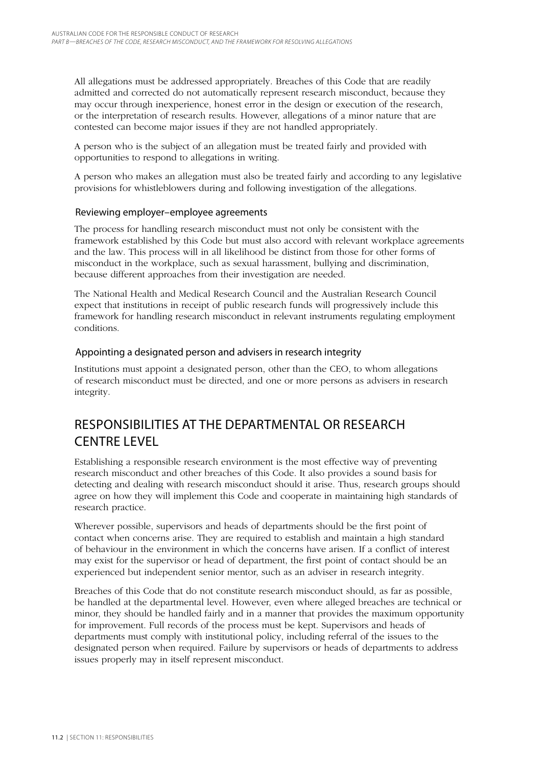All allegations must be addressed appropriately. Breaches of this Code that are readily admitted and corrected do not automatically represent research misconduct, because they may occur through inexperience, honest error in the design or execution of the research, or the interpretation of research results. However, allegations of a minor nature that are contested can become major issues if they are not handled appropriately.

A person who is the subject of an allegation must be treated fairly and provided with opportunities to respond to allegations in writing.

A person who makes an allegation must also be treated fairly and according to any legislative provisions for whistleblowers during and following investigation of the allegations.

### Reviewing employer–employee agreements

The process for handling research misconduct must not only be consistent with the framework established by this Code but must also accord with relevant workplace agreements and the law. This process will in all likelihood be distinct from those for other forms of misconduct in the workplace, such as sexual harassment, bullying and discrimination, because different approaches from their investigation are needed.

The National Health and Medical Research Council and the Australian Research Council expect that institutions in receipt of public research funds will progressively include this framework for handling research misconduct in relevant instruments regulating employment conditions.

### Appointing a designated person and advisers in research integrity

Institutions must appoint a designated person, other than the CEO, to whom allegations of research misconduct must be directed, and one or more persons as advisers in research integrity.

## RESPONSIBILITIES AT THE DEPARTMENTAL OR RESEARCH CENTRE LEVEL

Establishing a responsible research environment is the most effective way of preventing research misconduct and other breaches of this Code. It also provides a sound basis for detecting and dealing with research misconduct should it arise. Thus, research groups should agree on how they will implement this Code and cooperate in maintaining high standards of research practice.

Wherever possible, supervisors and heads of departments should be the first point of contact when concerns arise. They are required to establish and maintain a high standard of behaviour in the environment in which the concerns have arisen. If a conflict of interest may exist for the supervisor or head of department, the first point of contact should be an experienced but independent senior mentor, such as an adviser in research integrity.

Breaches of this Code that do not constitute research misconduct should, as far as possible, be handled at the departmental level. However, even where alleged breaches are technical or minor, they should be handled fairly and in a manner that provides the maximum opportunity for improvement. Full records of the process must be kept. Supervisors and heads of departments must comply with institutional policy, including referral of the issues to the designated person when required. Failure by supervisors or heads of departments to address issues properly may in itself represent misconduct.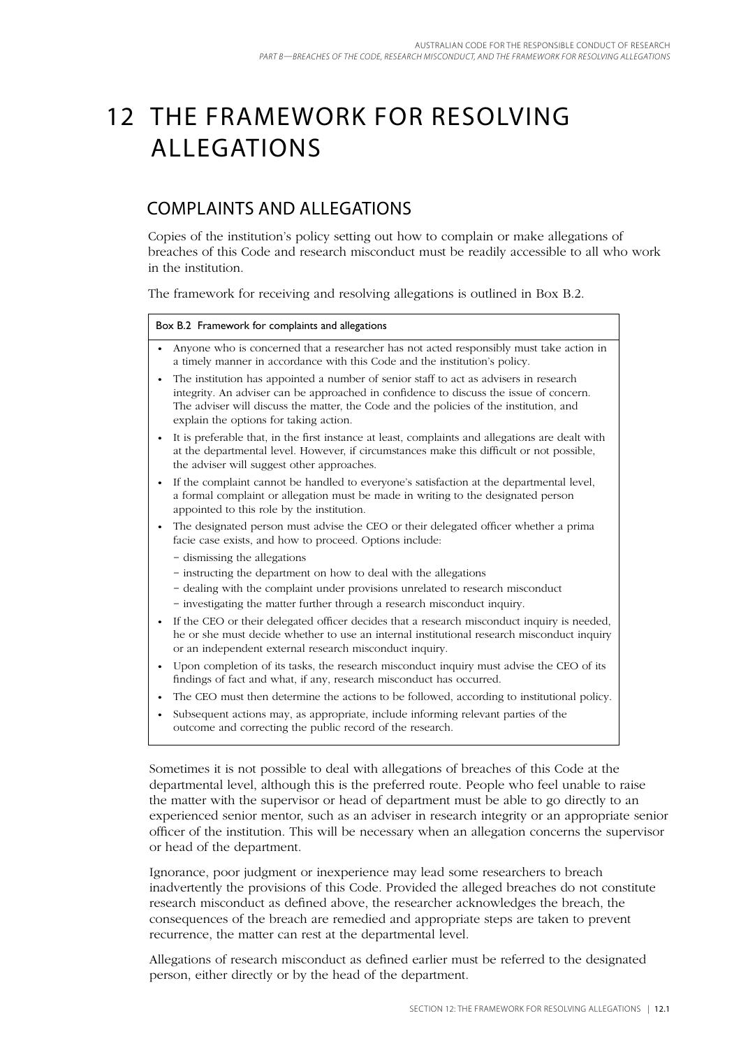# 12 THE FRAMEWORK FOR RESOLVING ALLEGATIONS

## COMPLAINTS AND ALLEGATIONS

Copies of the institution's policy setting out how to complain or make allegations of breaches of this Code and research misconduct must be readily accessible to all who work in the institution.

The framework for receiving and resolving allegations is outlined in Box B.2.

**Box B.2 Framework for complaints and allegations**

- Anyone who is concerned that a researcher has not acted responsibly must take action in a timely manner in accordance with this Code and the institution's policy.
- The institution has appointed a number of senior staff to act as advisers in research integrity. An adviser can be approached in confidence to discuss the issue of concern. The adviser will discuss the matter, the Code and the policies of the institution, and explain the options for taking action.
- It is preferable that, in the first instance at least, complaints and allegations are dealt with at the departmental level. However, if circumstances make this difficult or not possible, the adviser will suggest other approaches.
- If the complaint cannot be handled to everyone's satisfaction at the departmental level, a formal complaint or allegation must be made in writing to the designated person appointed to this role by the institution.
- The designated person must advise the CEO or their delegated officer whether a prima facie case exists, and how to proceed. Options include:
  - dismissing the allegations
  - instructing the department on how to deal with the allegations
  - dealing with the complaint under provisions unrelated to research misconduct
  - investigating the matter further through a research misconduct inquiry.
- If the CEO or their delegated officer decides that a research misconduct inquiry is needed, he or she must decide whether to use an internal institutional research misconduct inquiry or an independent external research misconduct inquiry.
- Upon completion of its tasks, the research misconduct inquiry must advise the CEO of its findings of fact and what, if any, research misconduct has occurred.
- The CEO must then determine the actions to be followed, according to institutional policy.
- Subsequent actions may, as appropriate, include informing relevant parties of the outcome and correcting the public record of the research.

Sometimes it is not possible to deal with allegations of breaches of this Code at the departmental level, although this is the preferred route. People who feel unable to raise the matter with the supervisor or head of department must be able to go directly to an experienced senior mentor, such as an adviser in research integrity or an appropriate senior officer of the institution. This will be necessary when an allegation concerns the supervisor or head of the department.

Ignorance, poor judgment or inexperience may lead some researchers to breach inadvertently the provisions of this Code. Provided the alleged breaches do not constitute research misconduct as defined above, the researcher acknowledges the breach, the consequences of the breach are remedied and appropriate steps are taken to prevent recurrence, the matter can rest at the departmental level.

Allegations of research misconduct as defined earlier must be referred to the designated person, either directly or by the head of the department.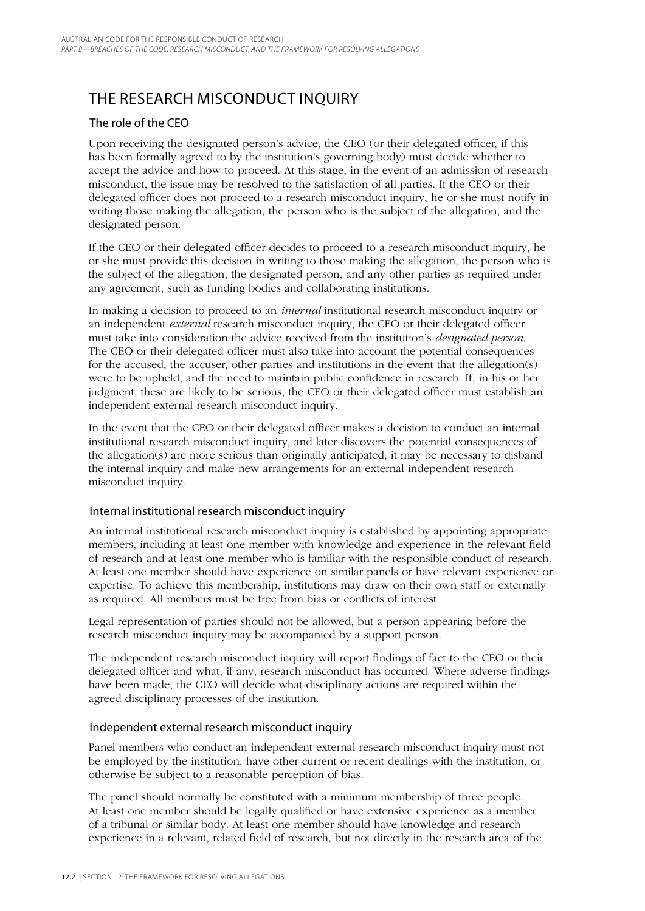# THE RESEARCH MISCONDUCT INQUIRY

## The role of the CEO

Upon receiving the designated person's advice, the CEO (or their delegated officer, if this has been formally agreed to by the institution's governing body) must decide whether to accept the advice and how to proceed. At this stage, in the event of an admission of research misconduct, the issue may be resolved to the satisfaction of all parties. If the CEO or their delegated officer does not proceed to a research misconduct inquiry, he or she must notify in writing those making the allegation, the person who is the subject of the allegation, and the designated person.

If the CEO or their delegated officer decides to proceed to a research misconduct inquiry, he or she must provide this decision in writing to those making the allegation, the person who is the subject of the allegation, the designated person, and any other parties as required under any agreement, such as funding bodies and collaborating institutions.

In making a decision to proceed to an *internal* institutional research misconduct inquiry or an independent *external* research misconduct inquiry, the CEO or their delegated officer must take into consideration the advice received from the institution's *designated person*. The CEO or their delegated officer must also take into account the potential consequences for the accused, the accuser, other parties and institutions in the event that the allegation(s) were to be upheld, and the need to maintain public confidence in research. If, in his or her judgment, these are likely to be serious, the CEO or their delegated officer must establish an independent external research misconduct inquiry.

In the event that the CEO or their delegated officer makes a decision to conduct an internal institutional research misconduct inquiry, and later discovers the potential consequences of the allegation(s) are more serious than originally anticipated, it may be necessary to disband the internal inquiry and make new arrangements for an external independent research misconduct inquiry.

## Internal institutional research misconduct inquiry

An internal institutional research misconduct inquiry is established by appointing appropriate members, including at least one member with knowledge and experience in the relevant field of research and at least one member who is familiar with the responsible conduct of research. At least one member should have experience on similar panels or have relevant experience or expertise. To achieve this membership, institutions may draw on their own staff or externally as required. All members must be free from bias or conflicts of interest.

Legal representation of parties should not be allowed, but a person appearing before the research misconduct inquiry may be accompanied by a support person.

The independent research misconduct inquiry will report findings of fact to the CEO or their delegated officer and what, if any, research misconduct has occurred. Where adverse findings have been made, the CEO will decide what disciplinary actions are required within the agreed disciplinary processes of the institution.

## Independent external research misconduct inquiry

Panel members who conduct an independent external research misconduct inquiry must not be employed by the institution, have other current or recent dealings with the institution, or otherwise be subject to a reasonable perception of bias.

The panel should normally be constituted with a minimum membership of three people. At least one member should be legally qualified or have extensive experience as a member of a tribunal or similar body. At least one member should have knowledge and research experience in a relevant, related field of research, but not directly in the research area of the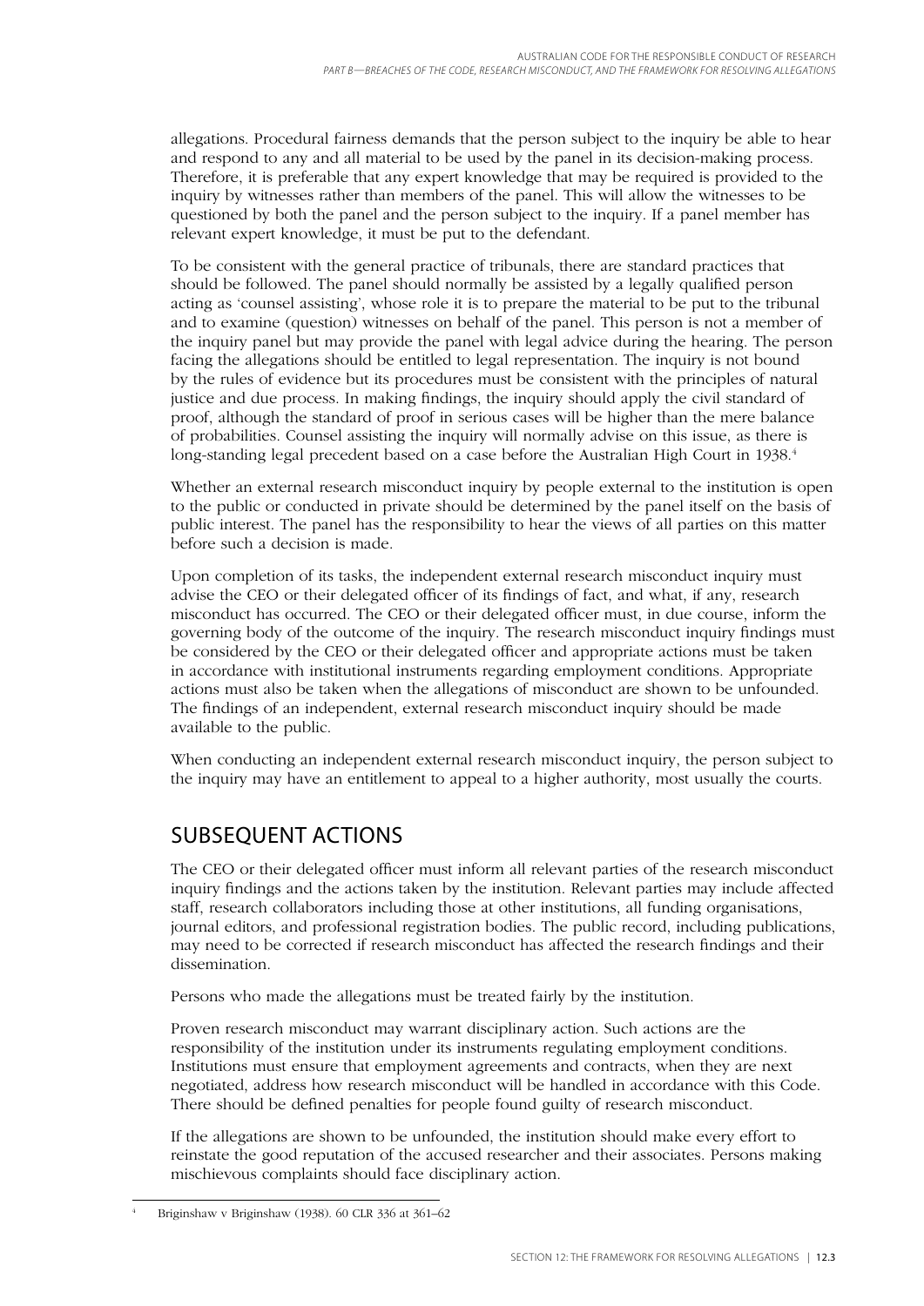allegations. Procedural fairness demands that the person subject to the inquiry be able to hear and respond to any and all material to be used by the panel in its decision-making process. Therefore, it is preferable that any expert knowledge that may be required is provided to the inquiry by witnesses rather than members of the panel. This will allow the witnesses to be questioned by both the panel and the person subject to the inquiry. If a panel member has relevant expert knowledge, it must be put to the defendant.

To be consistent with the general practice of tribunals, there are standard practices that should be followed. The panel should normally be assisted by a legally qualified person acting as 'counsel assisting', whose role it is to prepare the material to be put to the tribunal and to examine (question) witnesses on behalf of the panel. This person is not a member of the inquiry panel but may provide the panel with legal advice during the hearing. The person facing the allegations should be entitled to legal representation. The inquiry is not bound by the rules of evidence but its procedures must be consistent with the principles of natural justice and due process. In making findings, the inquiry should apply the civil standard of proof, although the standard of proof in serious cases will be higher than the mere balance of probabilities. Counsel assisting the inquiry will normally advise on this issue, as there is long-standing legal precedent based on a case before the Australian High Court in 1938.[4]

Whether an external research misconduct inquiry by people external to the institution is open to the public or conducted in private should be determined by the panel itself on the basis of public interest. The panel has the responsibility to hear the views of all parties on this matter before such a decision is made.

Upon completion of its tasks, the independent external research misconduct inquiry must advise the CEO or their delegated officer of its findings of fact, and what, if any, research misconduct has occurred. The CEO or their delegated officer must, in due course, inform the governing body of the outcome of the inquiry. The research misconduct inquiry findings must be considered by the CEO or their delegated officer and appropriate actions must be taken in accordance with institutional instruments regarding employment conditions. Appropriate actions must also be taken when the allegations of misconduct are shown to be unfounded. The findings of an independent, external research misconduct inquiry should be made available to the public.

When conducting an independent external research misconduct inquiry, the person subject to the inquiry may have an entitlement to appeal to a higher authority, most usually the courts.

## SUBSEQUENT ACTIONS

The CEO or their delegated officer must inform all relevant parties of the research misconduct inquiry findings and the actions taken by the institution. Relevant parties may include affected staff, research collaborators including those at other institutions, all funding organisations, journal editors, and professional registration bodies. The public record, including publications, may need to be corrected if research misconduct has affected the research findings and their dissemination.

Persons who made the allegations must be treated fairly by the institution.

Proven research misconduct may warrant disciplinary action. Such actions are the responsibility of the institution under its instruments regulating employment conditions. Institutions must ensure that employment agreements and contracts, when they are next negotiated, address how research misconduct will be handled in accordance with this Code. There should be defined penalties for people found guilty of research misconduct.

If the allegations are shown to be unfounded, the institution should make every effort to reinstate the good reputation of the accused researcher and their associates. Persons making mischievous complaints should face disciplinary action.

---

[4] Briginshaw v Briginshaw (1938). 60 CLR 336 at 361–62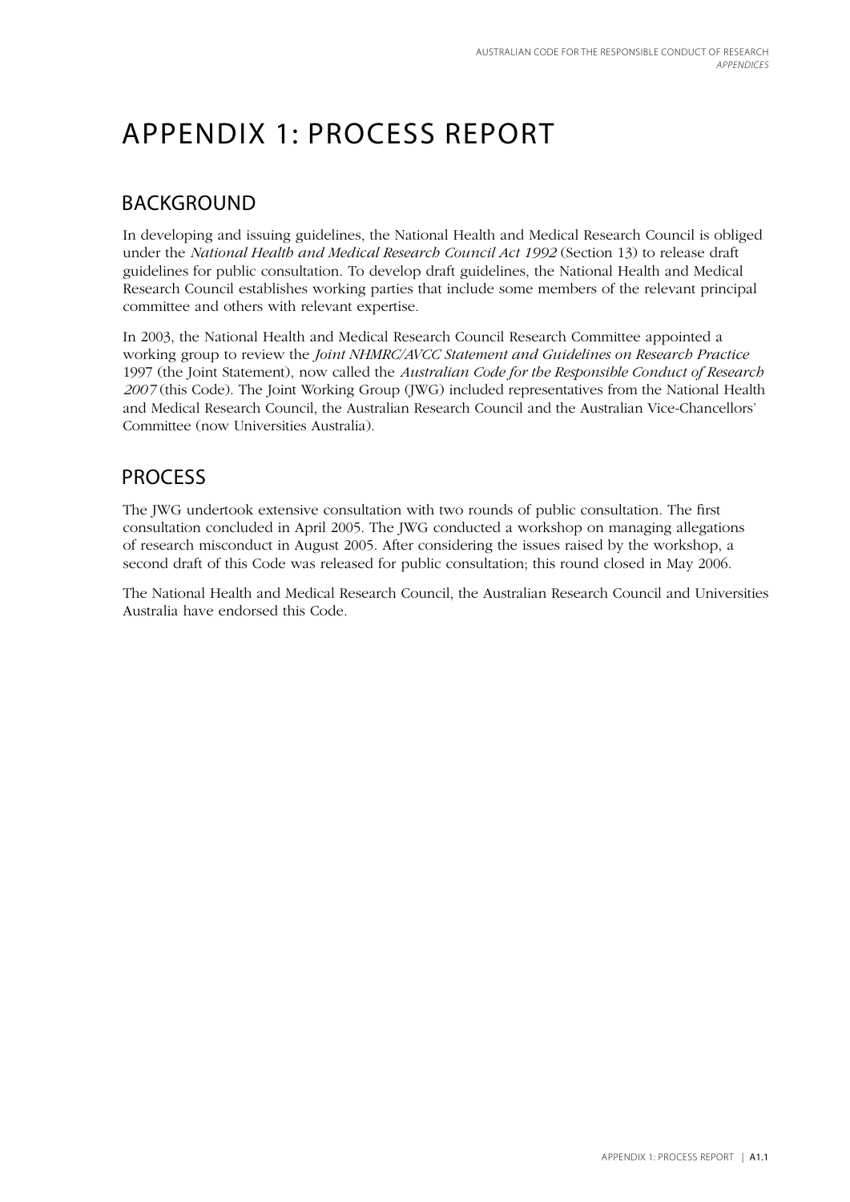# APPENDIX 1: PROCESS REPORT

## BACKGROUND

In developing and issuing guidelines, the National Health and Medical Research Council is obliged under the *National Health and Medical Research Council Act 1992* (Section 13) to release draft guidelines for public consultation. To develop draft guidelines, the National Health and Medical Research Council establishes working parties that include some members of the relevant principal committee and others with relevant expertise.

In 2003, the National Health and Medical Research Council Research Committee appointed a working group to review the *Joint NHMRC/AVCC Statement and Guidelines on Research Practice* 1997 (the Joint Statement), now called the *Australian Code for the Responsible Conduct of Research 2007* (this Code). The Joint Working Group (JWG) included representatives from the National Health and Medical Research Council, the Australian Research Council and the Australian Vice-Chancellors' Committee (now Universities Australia).

## PROCESS

The JWG undertook extensive consultation with two rounds of public consultation. The first consultation concluded in April 2005. The JWG conducted a workshop on managing allegations of research misconduct in August 2005. After considering the issues raised by the workshop, a second draft of this Code was released for public consultation; this round closed in May 2006.

The National Health and Medical Research Council, the Australian Research Council and Universities Australia have endorsed this Code.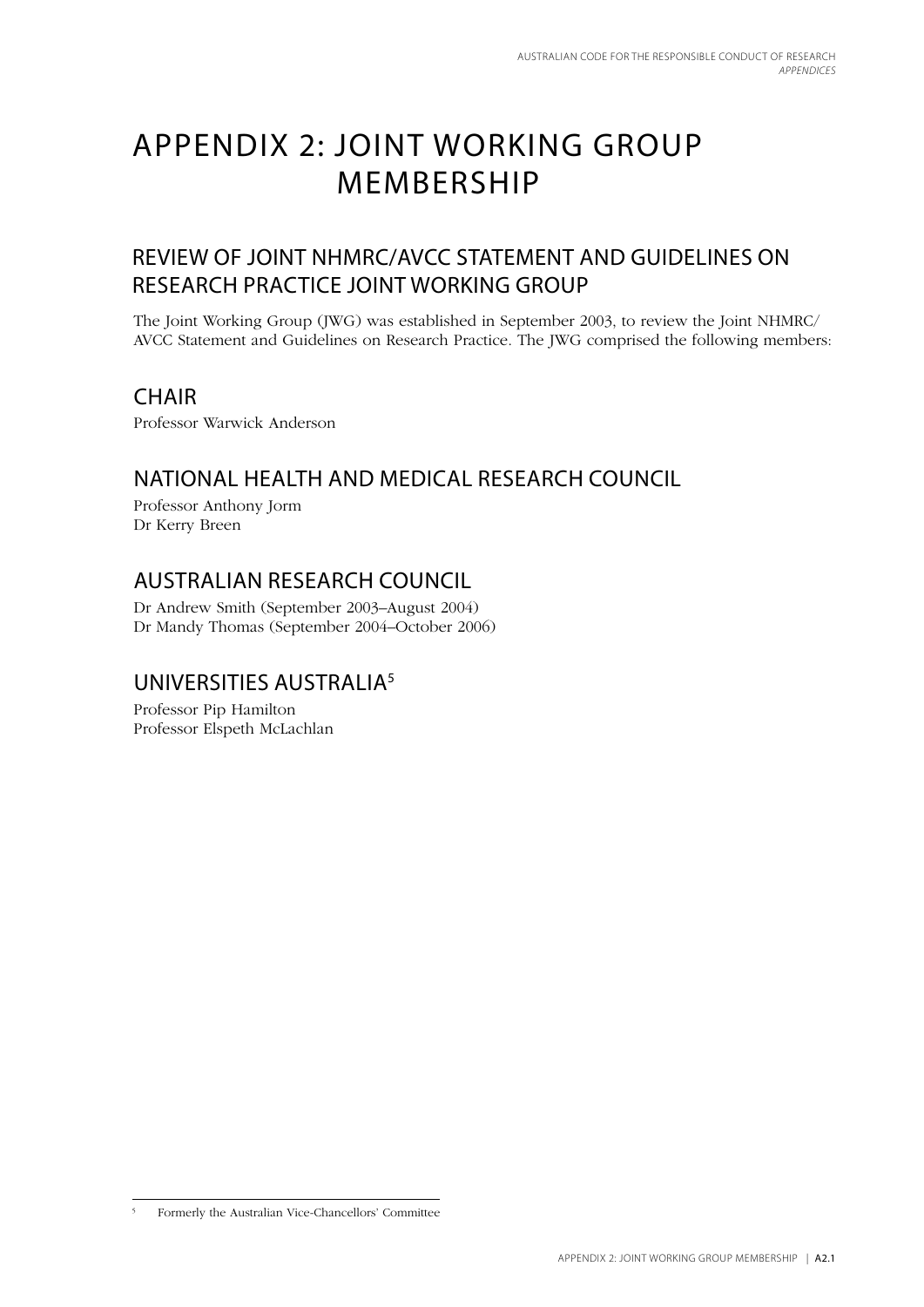# APPENDIX 2: JOINT WORKING GROUP MEMBERSHIP

## REVIEW OF JOINT NHMRC/AVCC STATEMENT AND GUIDELINES ON RESEARCH PRACTICE JOINT WORKING GROUP

The Joint Working Group (JWG) was established in September 2003, to review the Joint NHMRC/AVCC Statement and Guidelines on Research Practice. The JWG comprised the following members:

## CHAIR

Professor Warwick Anderson

## NATIONAL HEALTH AND MEDICAL RESEARCH COUNCIL

Professor Anthony Jorm
Dr Kerry Breen

## AUSTRALIAN RESEARCH COUNCIL

Dr Andrew Smith (September 2003–August 2004)
Dr Mandy Thomas (September 2004–October 2006)

## UNIVERSITIES AUSTRALIA[5]

Professor Pip Hamilton
Professor Elspeth McLachlan

---

[5] Formerly the Australian Vice-Chancellors' Committee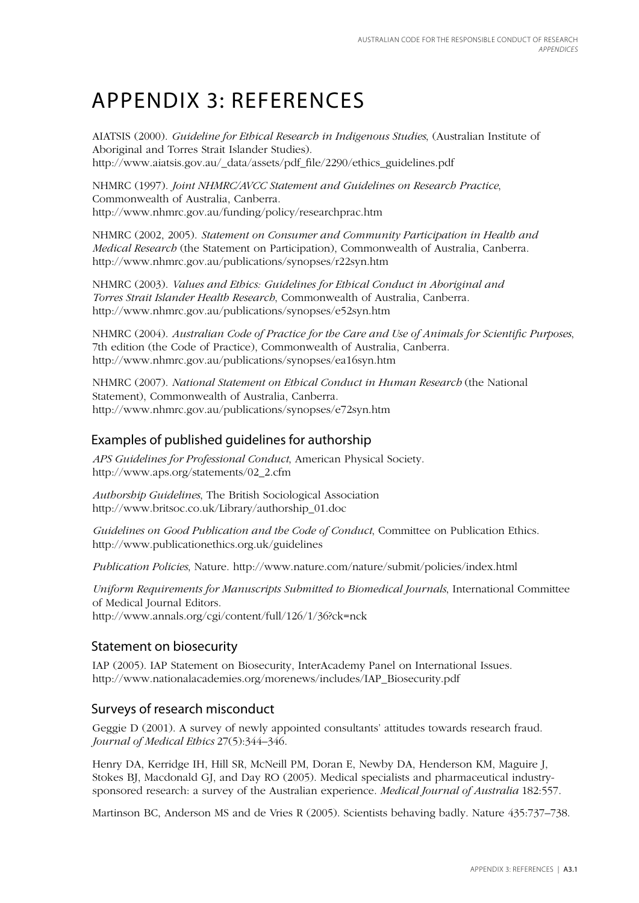# APPENDIX 3: REFERENCES

AIATSIS (2000). *Guideline for Ethical Research in Indigenous Studies*, (Australian Institute of Aboriginal and Torres Strait Islander Studies). http://www.aiatsis.gov.au/_data/assets/pdf_file/2290/ethics_guidelines.pdf

NHMRC (1997). *Joint NHMRC/AVCC Statement and Guidelines on Research Practice*, Commonwealth of Australia, Canberra. http://www.nhmrc.gov.au/funding/policy/researchprac.htm

NHMRC (2002, 2005). *Statement on Consumer and Community Participation in Health and Medical Research* (the Statement on Participation), Commonwealth of Australia, Canberra. http://www.nhmrc.gov.au/publications/synopses/r22syn.htm

NHMRC (2003). *Values and Ethics: Guidelines for Ethical Conduct in Aboriginal and Torres Strait Islander Health Research*, Commonwealth of Australia, Canberra. http://www.nhmrc.gov.au/publications/synopses/e52syn.htm

NHMRC (2004). *Australian Code of Practice for the Care and Use of Animals for Scientific Purposes*, 7th edition (the Code of Practice), Commonwealth of Australia, Canberra. http://www.nhmrc.gov.au/publications/synopses/ea16syn.htm

NHMRC (2007). *National Statement on Ethical Conduct in Human Research* (the National Statement), Commonwealth of Australia, Canberra. http://www.nhmrc.gov.au/publications/synopses/e72syn.htm

## Examples of published guidelines for authorship

*APS Guidelines for Professional Conduct*, American Physical Society. http://www.aps.org/statements/02_2.cfm

*Authorship Guidelines*, The British Sociological Association http://www.britsoc.co.uk/Library/authorship_01.doc

*Guidelines on Good Publication and the Code of Conduct*, Committee on Publication Ethics. http://www.publicationethics.org.uk/guidelines

*Publication Policies*, Nature. http://www.nature.com/nature/submit/policies/index.html

*Uniform Requirements for Manuscripts Submitted to Biomedical Journals*, International Committee of Medical Journal Editors. http://www.annals.org/cgi/content/full/126/1/36?ck=nck

## Statement on biosecurity

IAP (2005). IAP Statement on Biosecurity, InterAcademy Panel on International Issues. http://www.nationalacademies.org/morenews/includes/IAP_Biosecurity.pdf

## Surveys of research misconduct

Geggie D (2001). A survey of newly appointed consultants' attitudes towards research fraud. *Journal of Medical Ethics* 27(5):344–346.

Henry DA, Kerridge IH, Hill SR, McNeill PM, Doran E, Newby DA, Henderson KM, Maguire J, Stokes BJ, Macdonald GJ, and Day RO (2005). Medical specialists and pharmaceutical industry-sponsored research: a survey of the Australian experience. *Medical Journal of Australia* 182:557.

Martinson BC, Anderson MS and de Vries R (2005). Scientists behaving badly. Nature 435:737–738.